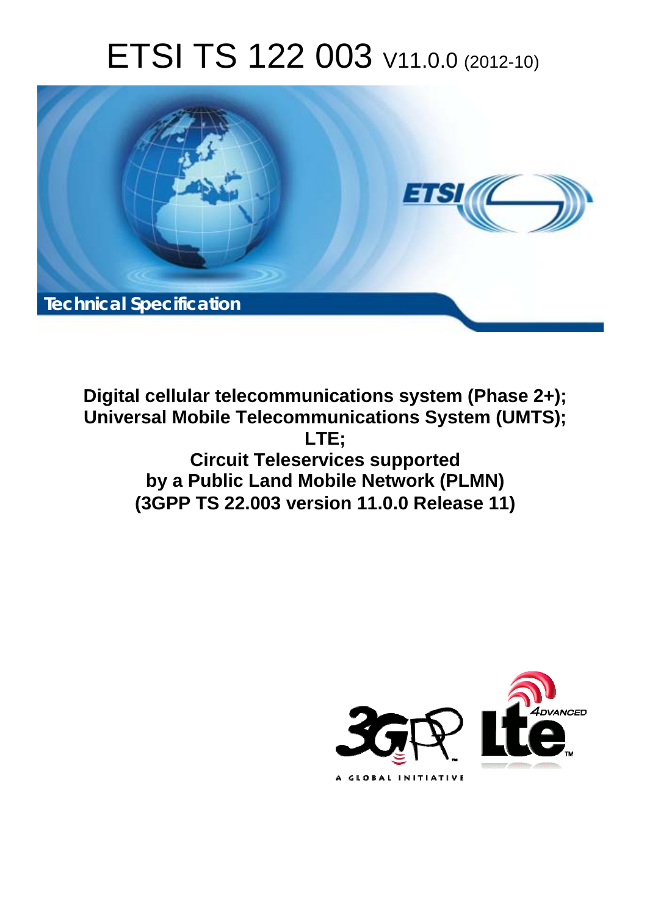# ETSI TS 122 003 V11.0.0 (2012-10)

**Technical Specification**

**Digital cellular telecommunications system (Phase 2+); Universal Mobile Telecommunications System (UMTS); LTE; Circuit Teleservices supported by a Public Land Mobile Network (PLMN) (3GPP TS 22.003 version 11.0.0 Release 11)**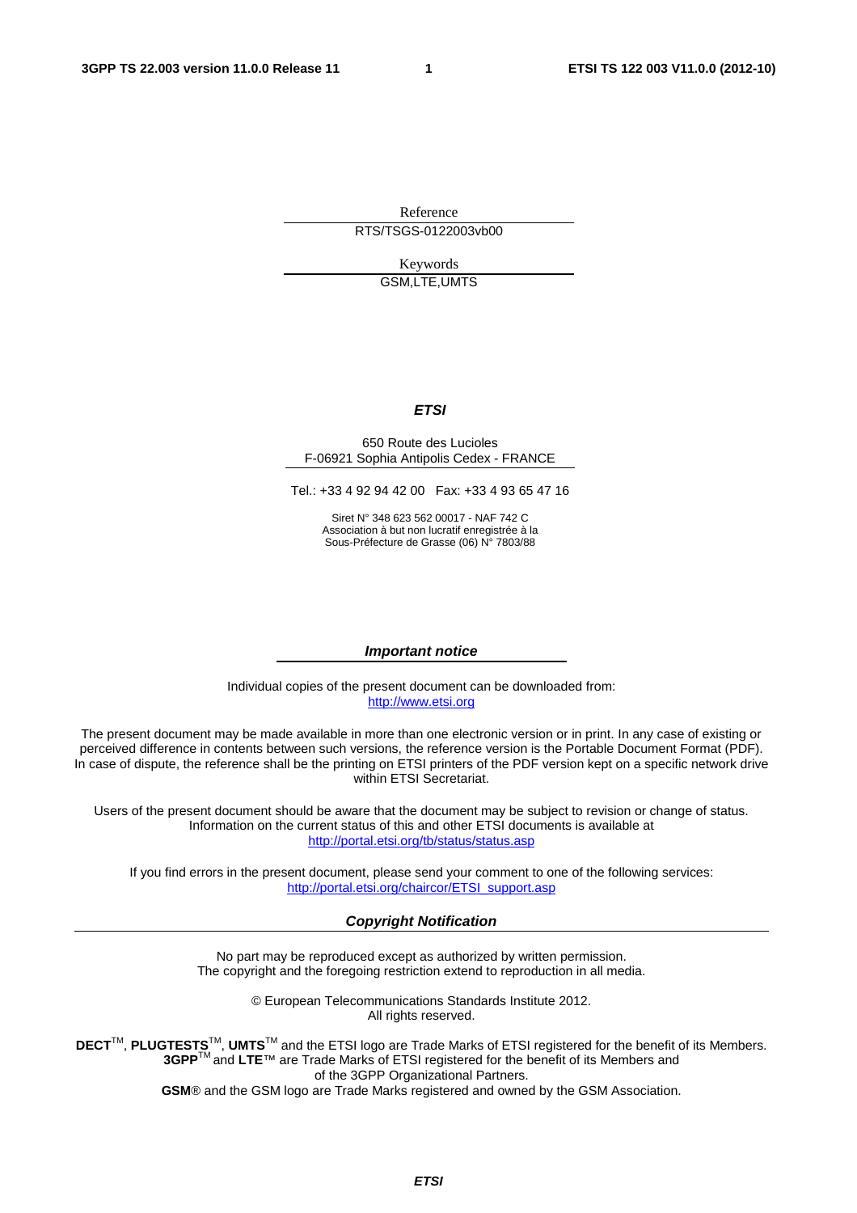Reference

RTS/TSGS-0122003vb00

Keywords

GSM,LTE,UMTS

***ETSI***

650 Route des Lucioles
F-06921 Sophia Antipolis Cedex - FRANCE

Tel.: +33 4 92 94 42 00 Fax: +33 4 93 65 47 16

Siret N° 348 623 562 00017 - NAF 742 C
Association à but non lucratif enregistrée à la
Sous-Préfecture de Grasse (06) N° 7803/88

***Important notice***

Individual copies of the present document can be downloaded from:
http://www.etsi.org

The present document may be made available in more than one electronic version or in print. In any case of existing or perceived difference in contents between such versions, the reference version is the Portable Document Format (PDF). In case of dispute, the reference shall be the printing on ETSI printers of the PDF version kept on a specific network drive within ETSI Secretariat.

Users of the present document should be aware that the document may be subject to revision or change of status. Information on the current status of this and other ETSI documents is available at
http://portal.etsi.org/tb/status/status.asp

If you find errors in the present document, please send your comment to one of the following services:
http://portal.etsi.org/chaircor/ETSI_support.asp

***Copyright Notification***

No part may be reproduced except as authorized by written permission.
The copyright and the foregoing restriction extend to reproduction in all media.

© European Telecommunications Standards Institute 2012.
All rights reserved.

**DECT**™, **PLUGTESTS**™, **UMTS**™ and the ETSI logo are Trade Marks of ETSI registered for the benefit of its Members.
**3GPP**™ and **LTE**™ are Trade Marks of ETSI registered for the benefit of its Members and of the 3GPP Organizational Partners.
**GSM**® and the GSM logo are Trade Marks registered and owned by the GSM Association.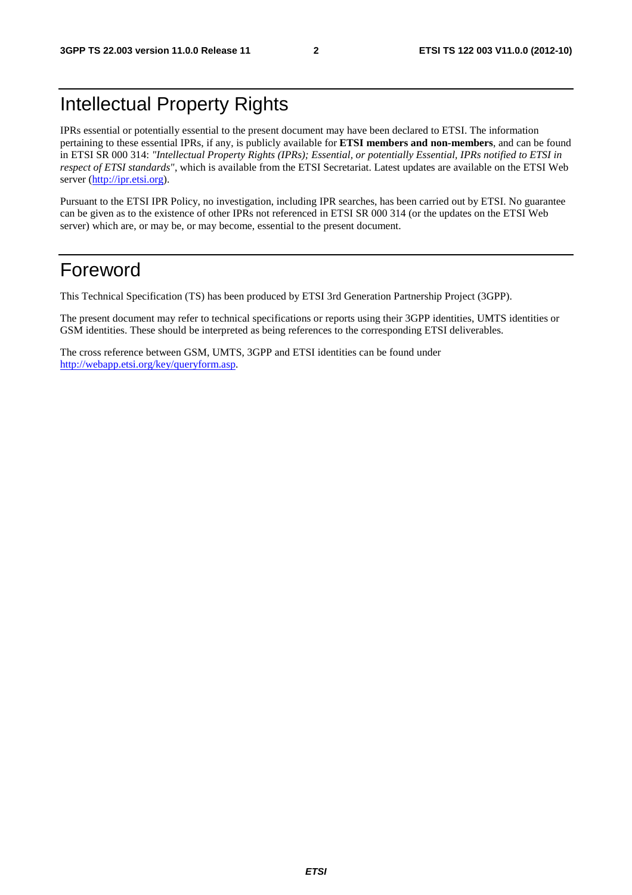# Intellectual Property Rights

IPRs essential or potentially essential to the present document may have been declared to ETSI. The information pertaining to these essential IPRs, if any, is publicly available for **ETSI members and non-members**, and can be found in ETSI SR 000 314: *"Intellectual Property Rights (IPRs); Essential, or potentially Essential, IPRs notified to ETSI in respect of ETSI standards"*, which is available from the ETSI Secretariat. Latest updates are available on the ETSI Web server (http://ipr.etsi.org).

Pursuant to the ETSI IPR Policy, no investigation, including IPR searches, has been carried out by ETSI. No guarantee can be given as to the existence of other IPRs not referenced in ETSI SR 000 314 (or the updates on the ETSI Web server) which are, or may be, or may become, essential to the present document.

# Foreword

This Technical Specification (TS) has been produced by ETSI 3rd Generation Partnership Project (3GPP).

The present document may refer to technical specifications or reports using their 3GPP identities, UMTS identities or GSM identities. These should be interpreted as being references to the corresponding ETSI deliverables.

The cross reference between GSM, UMTS, 3GPP and ETSI identities can be found under http://webapp.etsi.org/key/queryform.asp.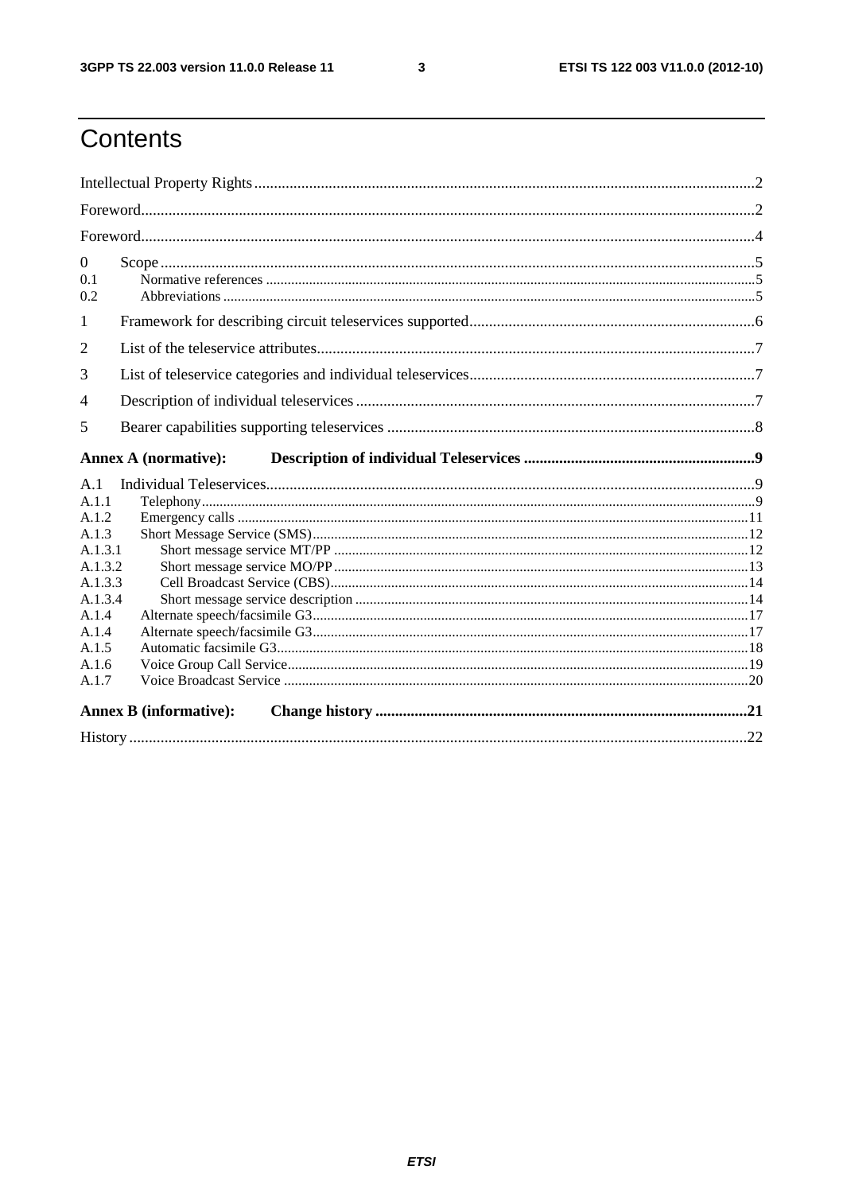# Contents

Intellectual Property Rights ............................................................................................................................2

Foreword.........................................................................................................................................................2

Foreword.........................................................................................................................................................4

0 Scope ..........................................................................................................................................................5

0.1 Normative references ................................................................................................................................5

0.2 Abbreviations ............................................................................................................................................5

1 Framework for describing circuit teleservices supported..............................................................................6

2 List of the teleservice attributes.....................................................................................................................7

3 List of teleservice categories and individual teleservices...............................................................................7

4 Description of individual teleservices ...........................................................................................................7

5 Bearer capabilities supporting teleservices ...................................................................................................8

**Annex A (normative): Description of individual Teleservices ..........................................................9**

A.1 Individual Teleservices.................................................................................................................................9

A.1.1 Telephony...............................................................................................................................................9

A.1.2 Emergency calls ...................................................................................................................................11

A.1.3 Short Message Service (SMS)..............................................................................................................12

A.1.3.1 Short message service MT/PP ...........................................................................................................12

A.1.3.2 Short message service MO/PP ...........................................................................................................13

A.1.3.3 Cell Broadcast Service (CBS).............................................................................................................14

A.1.3.4 Short message service description .....................................................................................................14

A.1.4 Alternate speech/facsimile G3..............................................................................................................17

A.1.4 Alternate speech/facsimile G3..............................................................................................................17

A.1.5 Automatic facsimile G3........................................................................................................................18

A.1.6 Voice Group Call Service.....................................................................................................................19

A.1.7 Voice Broadcast Service ......................................................................................................................20

**Annex B (informative): Change history ............................................................................................21**

History ..........................................................................................................................................................22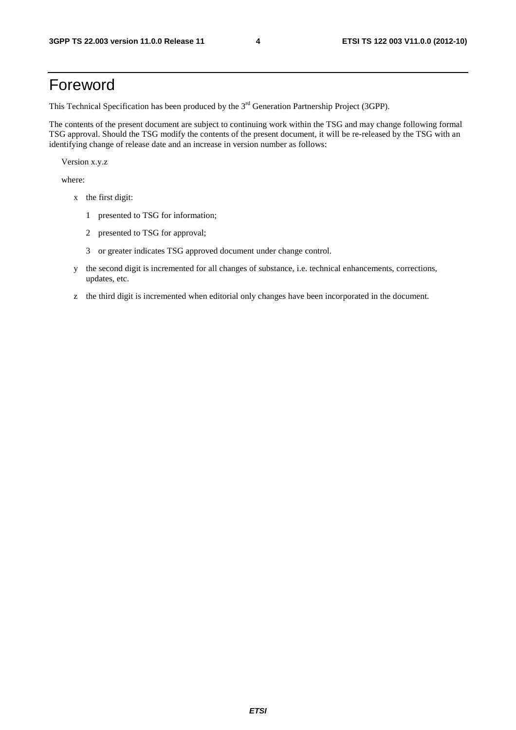# Foreword

This Technical Specification has been produced by the 3rd Generation Partnership Project (3GPP).

The contents of the present document are subject to continuing work within the TSG and may change following formal TSG approval. Should the TSG modify the contents of the present document, it will be re-released by the TSG with an identifying change of release date and an increase in version number as follows:

Version x.y.z

where:

- x the first digit:
  - 1 presented to TSG for information;
  - 2 presented to TSG for approval;
  - 3 or greater indicates TSG approved document under change control.
- y the second digit is incremented for all changes of substance, i.e. technical enhancements, corrections, updates, etc.
- z the third digit is incremented when editorial only changes have been incorporated in the document.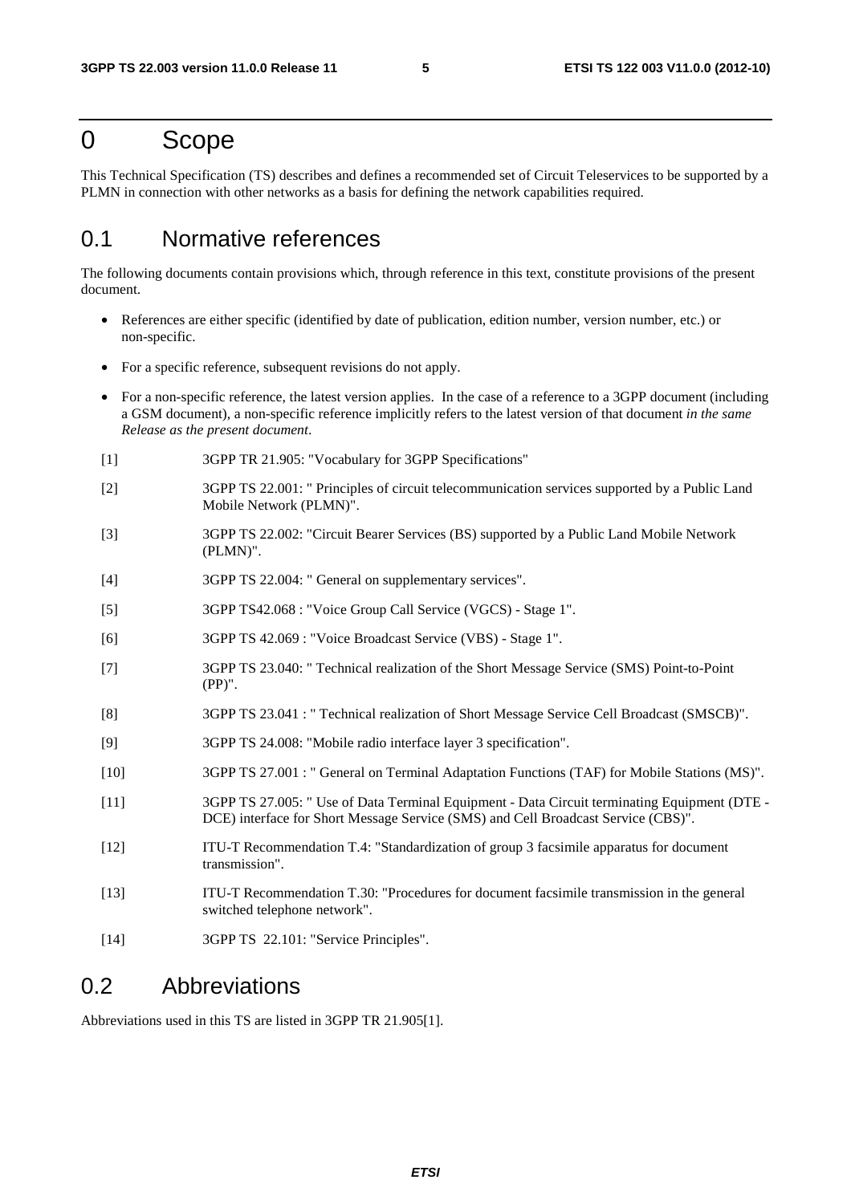# 0 Scope

This Technical Specification (TS) describes and defines a recommended set of Circuit Teleservices to be supported by a PLMN in connection with other networks as a basis for defining the network capabilities required.

## 0.1 Normative references

The following documents contain provisions which, through reference in this text, constitute provisions of the present document.

- References are either specific (identified by date of publication, edition number, version number, etc.) or non-specific.
- For a specific reference, subsequent revisions do not apply.
- For a non-specific reference, the latest version applies. In the case of a reference to a 3GPP document (including a GSM document), a non-specific reference implicitly refers to the latest version of that document *in the same Release as the present document*.

[1] 3GPP TR 21.905: "Vocabulary for 3GPP Specifications"

[2] 3GPP TS 22.001: " Principles of circuit telecommunication services supported by a Public Land Mobile Network (PLMN)".

[3] 3GPP TS 22.002: "Circuit Bearer Services (BS) supported by a Public Land Mobile Network (PLMN)".

[4] 3GPP TS 22.004: " General on supplementary services".

[5] 3GPP TS42.068 : "Voice Group Call Service (VGCS) - Stage 1".

[6] 3GPP TS 42.069 : "Voice Broadcast Service (VBS) - Stage 1".

[7] 3GPP TS 23.040: " Technical realization of the Short Message Service (SMS) Point-to-Point (PP)".

[8] 3GPP TS 23.041 : " Technical realization of Short Message Service Cell Broadcast (SMSCB)".

[9] 3GPP TS 24.008: "Mobile radio interface layer 3 specification".

[10] 3GPP TS 27.001 : " General on Terminal Adaptation Functions (TAF) for Mobile Stations (MS)".

[11] 3GPP TS 27.005: " Use of Data Terminal Equipment - Data Circuit terminating Equipment (DTE - DCE) interface for Short Message Service (SMS) and Cell Broadcast Service (CBS)".

[12] ITU-T Recommendation T.4: "Standardization of group 3 facsimile apparatus for document transmission".

[13] ITU-T Recommendation T.30: "Procedures for document facsimile transmission in the general switched telephone network".

[14] 3GPP TS 22.101: "Service Principles".

## 0.2 Abbreviations

Abbreviations used in this TS are listed in 3GPP TR 21.905[1].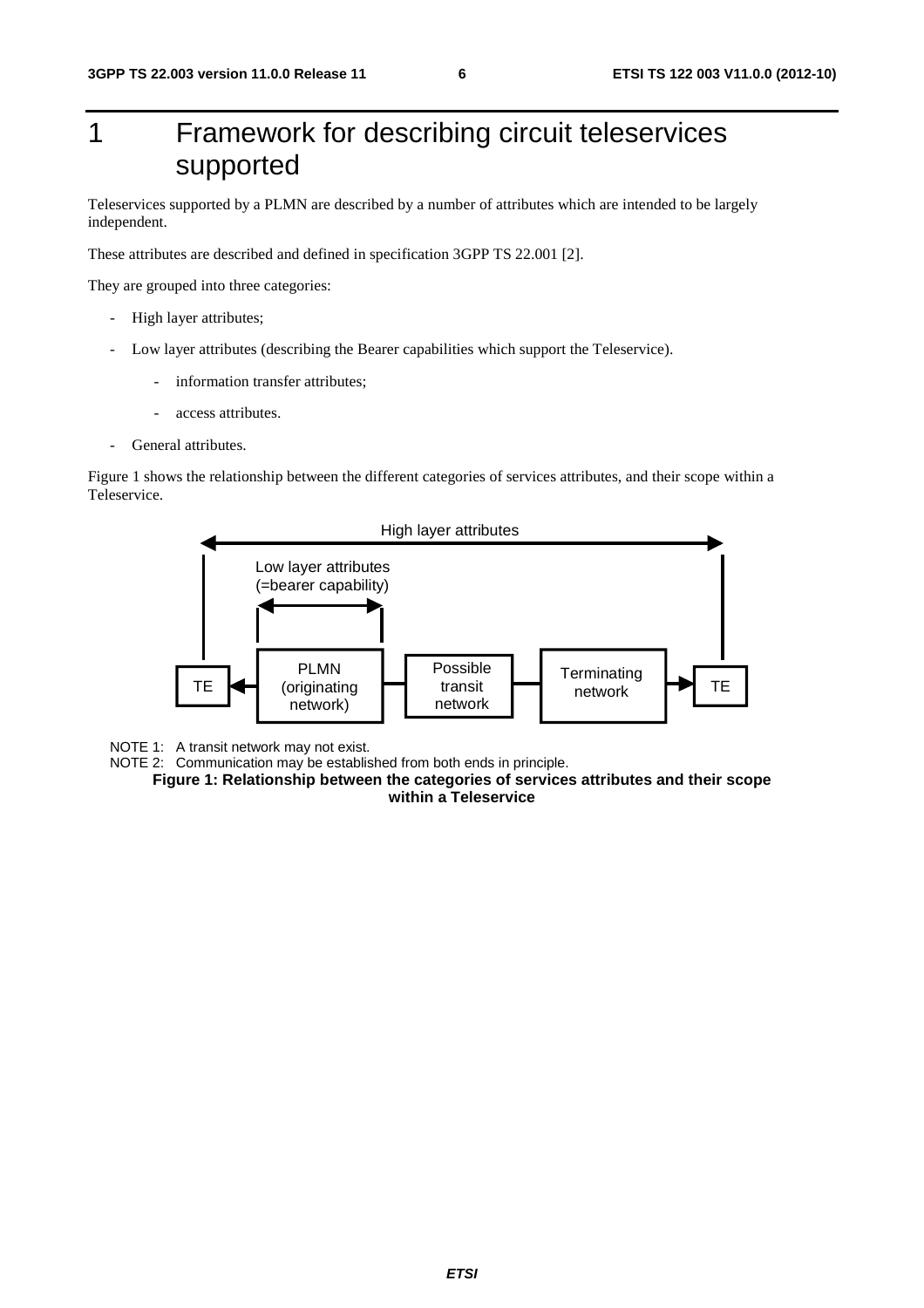# 1 Framework for describing circuit teleservices supported

Teleservices supported by a PLMN are described by a number of attributes which are intended to be largely independent.

These attributes are described and defined in specification 3GPP TS 22.001 [2].

They are grouped into three categories:

- High layer attributes;
- Low layer attributes (describing the Bearer capabilities which support the Teleservice).
    - information transfer attributes;
    - access attributes.
- General attributes.

Figure 1 shows the relationship between the different categories of services attributes, and their scope within a Teleservice.

High layer attributes

Low layer attributes (=bearer capability)

TE | PLMN (originating network) | Possible transit network | Terminating network | TE

NOTE 1: A transit network may not exist.

NOTE 2: Communication may be established from both ends in principle.

**Figure 1: Relationship between the categories of services attributes and their scope within a Teleservice**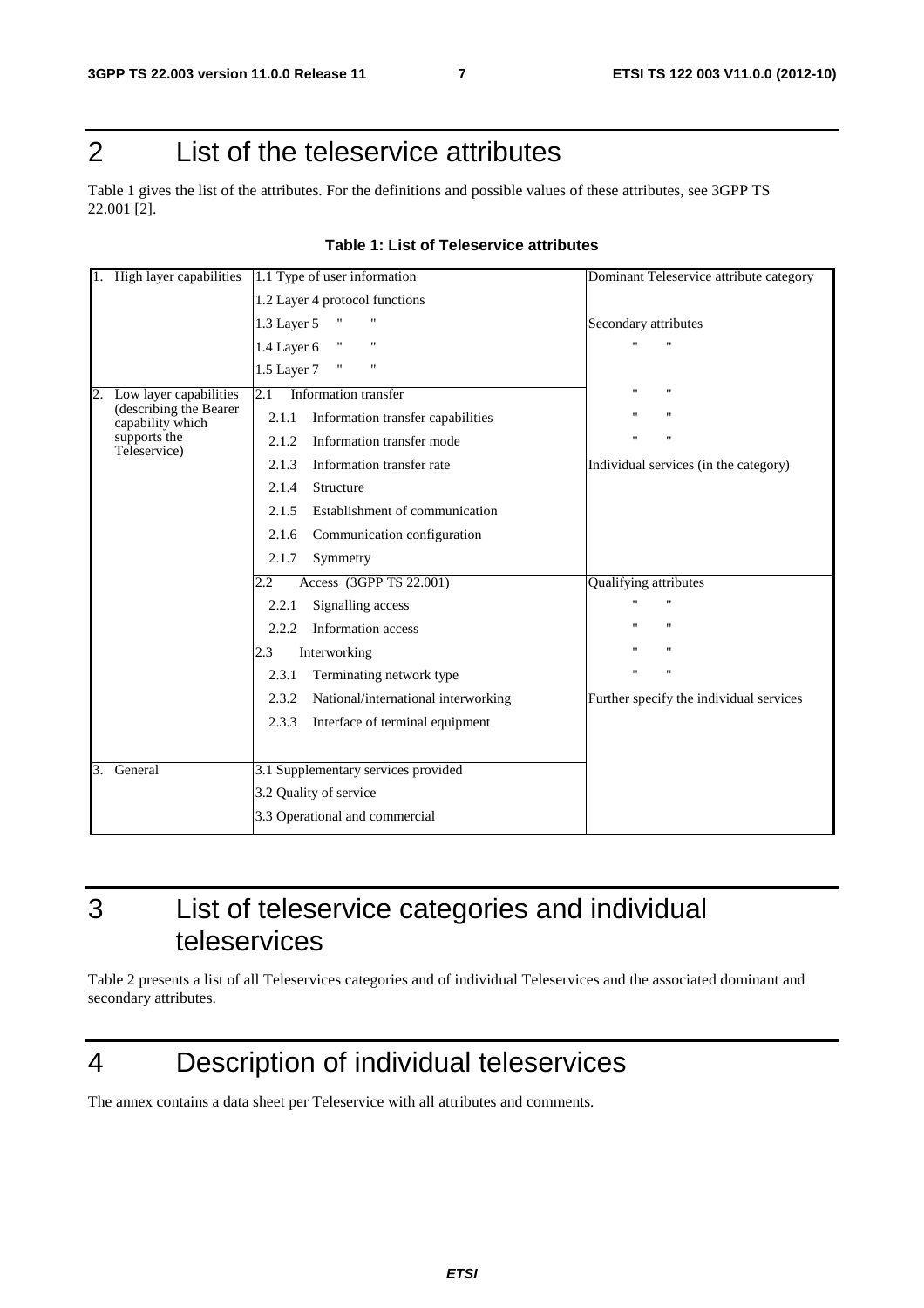# 2 List of the teleservice attributes

Table 1 gives the list of the attributes. For the definitions and possible values of these attributes, see 3GPP TS 22.001 [2].

**Table 1: List of Teleservice attributes**

| | | |
|---|---|---|
| 1. High layer capabilities | 1.1 Type of user information | Dominant Teleservice attribute category |
| | 1.2 Layer 4 protocol functions | |
| | 1.3 Layer 5 " " | Secondary attributes |
| | 1.4 Layer 6 " " | " " |
| | 1.5 Layer 7 " " | |
| 2. Low layer capabilities (describing the Bearer capability which supports the Teleservice) | 2.1 Information transfer | " " |
| | 2.1.1 Information transfer capabilities | " " |
| | 2.1.2 Information transfer mode | " " |
| | 2.1.3 Information transfer rate | Individual services (in the category) |
| | 2.1.4 Structure | |
| | 2.1.5 Establishment of communication | |
| | 2.1.6 Communication configuration | |
| | 2.1.7 Symmetry | |
| | 2.2 Access (3GPP TS 22.001) | Qualifying attributes |
| | 2.2.1 Signalling access | " " |
| | 2.2.2 Information access | " " |
| | 2.3 Interworking | " " |
| | 2.3.1 Terminating network type | " " |
| | 2.3.2 National/international interworking | Further specify the individual services |
| | 2.3.3 Interface of terminal equipment | |
| 3. General | 3.1 Supplementary services provided | |
| | 3.2 Quality of service | |
| | 3.3 Operational and commercial | |

# 3 List of teleservice categories and individual teleservices

Table 2 presents a list of all Teleservices categories and of individual Teleservices and the associated dominant and secondary attributes.

# 4 Description of individual teleservices

The annex contains a data sheet per Teleservice with all attributes and comments.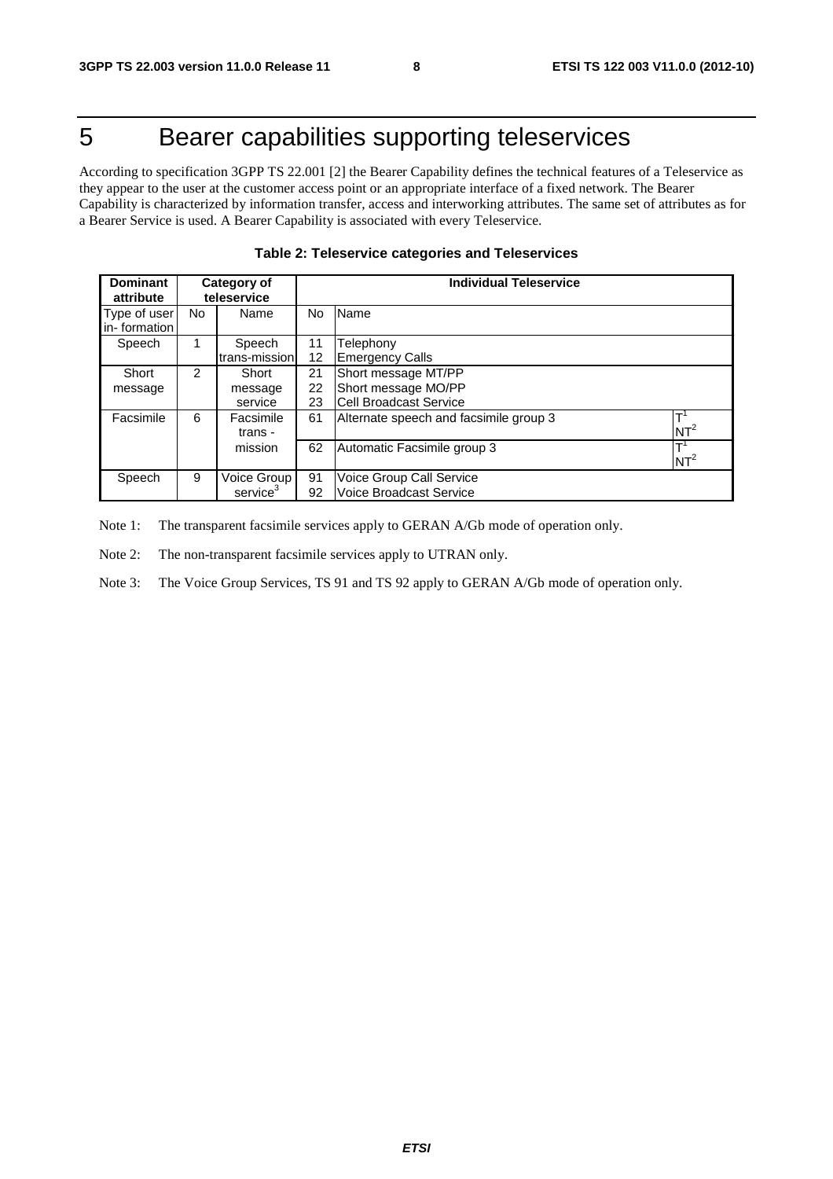# 5 Bearer capabilities supporting teleservices

According to specification 3GPP TS 22.001 [2] the Bearer Capability defines the technical features of a Teleservice as they appear to the user at the customer access point or an appropriate interface of a fixed network. The Bearer Capability is characterized by information transfer, access and interworking attributes. The same set of attributes as for a Bearer Service is used. A Bearer Capability is associated with every Teleservice.

**Table 2: Teleservice categories and Teleservices**

| **Dominant attribute** | **Category of teleservice** | | **Individual Teleservice** | | |
|---|---|---|---|---|---|
| Type of user in- formation | No | Name | No | Name | |
| Speech | 1 | Speech trans-mission | 11<br>12 | Telephony<br>Emergency Calls | |
| Short message | 2 | Short message service | 21<br>22<br>23 | Short message MT/PP<br>Short message MO/PP<br>Cell Broadcast Service | |
| Facsimile | 6 | Facsimile trans - mission | 61 | Alternate speech and facsimile group 3 | T[1]<br>NT[2] |
| | | | 62 | Automatic Facsimile group 3 | T[1]<br>NT[2] |
| Speech | 9 | Voice Group service[3] | 91<br>92 | Voice Group Call Service<br>Voice Broadcast Service | |

Note 1: The transparent facsimile services apply to GERAN A/Gb mode of operation only.

Note 2: The non-transparent facsimile services apply to UTRAN only.

Note 3: The Voice Group Services, TS 91 and TS 92 apply to GERAN A/Gb mode of operation only.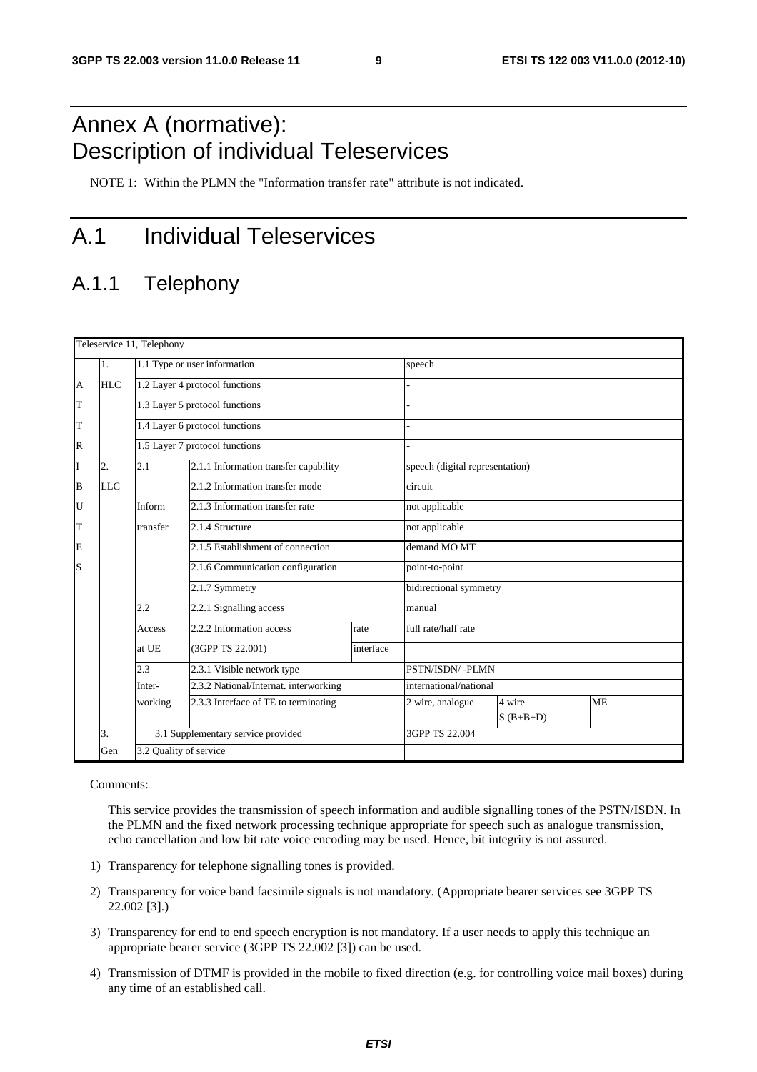# Annex A (normative): Description of individual Teleservices

NOTE 1: Within the PLMN the "Information transfer rate" attribute is not indicated.

# A.1 Individual Teleservices

## A.1.1 Telephony

| Teleservice 11, Telephony | | | | | | | |
|---|---|---|---|---|---|---|---|
| | 1. | 1.1 Type or user information | | | speech | | |
| A | HLC | 1.2 Layer 4 protocol functions | | | - | | |
| T | | 1.3 Layer 5 protocol functions | | | - | | |
| T | | 1.4 Layer 6 protocol functions | | | - | | |
| R | | 1.5 Layer 7 protocol functions | | | - | | |
| I | 2. | 2.1 | 2.1.1 Information transfer capability | | speech (digital representation) | | |
| B | LLC | | 2.1.2 Information transfer mode | | circuit | | |
| U | | Inform | 2.1.3 Information transfer rate | | not applicable | | |
| T | | transfer | 2.1.4 Structure | | not applicable | | |
| E | | | 2.1.5 Establishment of connection | | demand MO MT | | |
| S | | | 2.1.6 Communication configuration | | point-to-point | | |
| | | | 2.1.7 Symmetry | | bidirectional symmetry | | |
| | | 2.2 | 2.2.1 Signalling access | | manual | | |
| | | Access | 2.2.2 Information access | rate | full rate/half rate | | |
| | | at UE | (3GPP TS 22.001) | interface | | | |
| | | 2.3 | 2.3.1 Visible network type | | PSTN/ISDN/ -PLMN | | |
| | | Inter- | 2.3.2 National/Internat. interworking | | international/national | | |
| | | working | 2.3.3 Interface of TE to terminating | | 2 wire, analogue | 4 wire S (B+B+D) | ME |
| | 3. | 3.1 Supplementary service provided | | | 3GPP TS 22.004 | | |
| | Gen | 3.2 Quality of service | | | | | |

Comments:

This service provides the transmission of speech information and audible signalling tones of the PSTN/ISDN. In the PLMN and the fixed network processing technique appropriate for speech such as analogue transmission, echo cancellation and low bit rate voice encoding may be used. Hence, bit integrity is not assured.

1) Transparency for telephone signalling tones is provided.

2) Transparency for voice band facsimile signals is not mandatory. (Appropriate bearer services see 3GPP TS 22.002 [3].)

3) Transparency for end to end speech encryption is not mandatory. If a user needs to apply this technique an appropriate bearer service (3GPP TS 22.002 [3]) can be used.

4) Transmission of DTMF is provided in the mobile to fixed direction (e.g. for controlling voice mail boxes) during any time of an established call.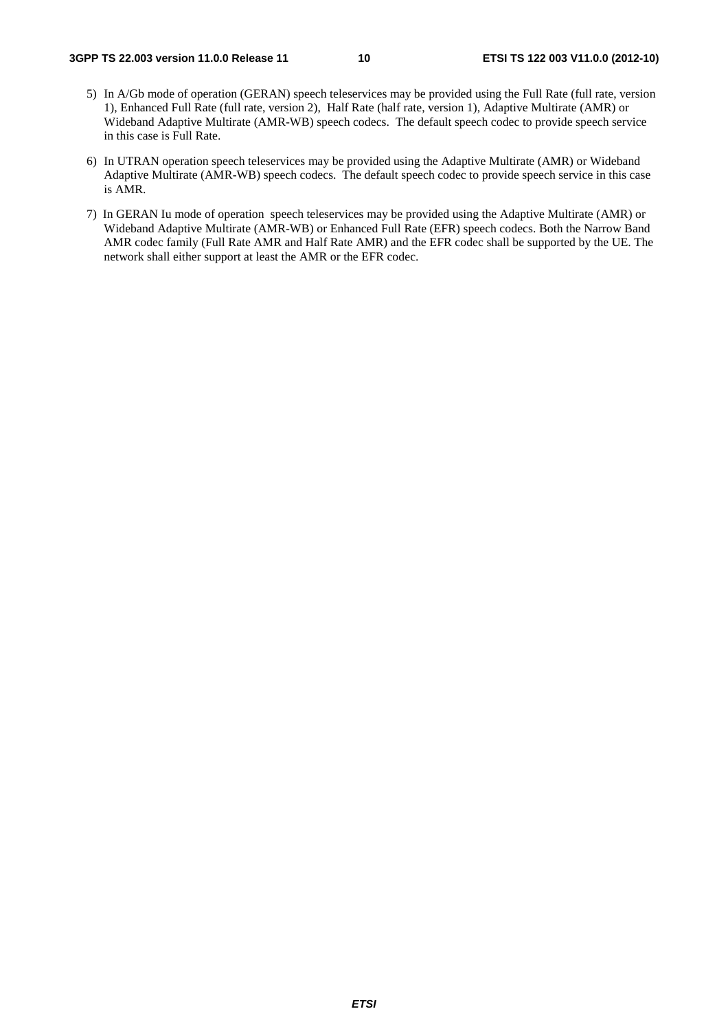5) In A/Gb mode of operation (GERAN) speech teleservices may be provided using the Full Rate (full rate, version 1), Enhanced Full Rate (full rate, version 2), Half Rate (half rate, version 1), Adaptive Multirate (AMR) or Wideband Adaptive Multirate (AMR-WB) speech codecs. The default speech codec to provide speech service in this case is Full Rate.

6) In UTRAN operation speech teleservices may be provided using the Adaptive Multirate (AMR) or Wideband Adaptive Multirate (AMR-WB) speech codecs. The default speech codec to provide speech service in this case is AMR.

7) In GERAN Iu mode of operation speech teleservices may be provided using the Adaptive Multirate (AMR) or Wideband Adaptive Multirate (AMR-WB) or Enhanced Full Rate (EFR) speech codecs. Both the Narrow Band AMR codec family (Full Rate AMR and Half Rate AMR) and the EFR codec shall be supported by the UE. The network shall either support at least the AMR or the EFR codec.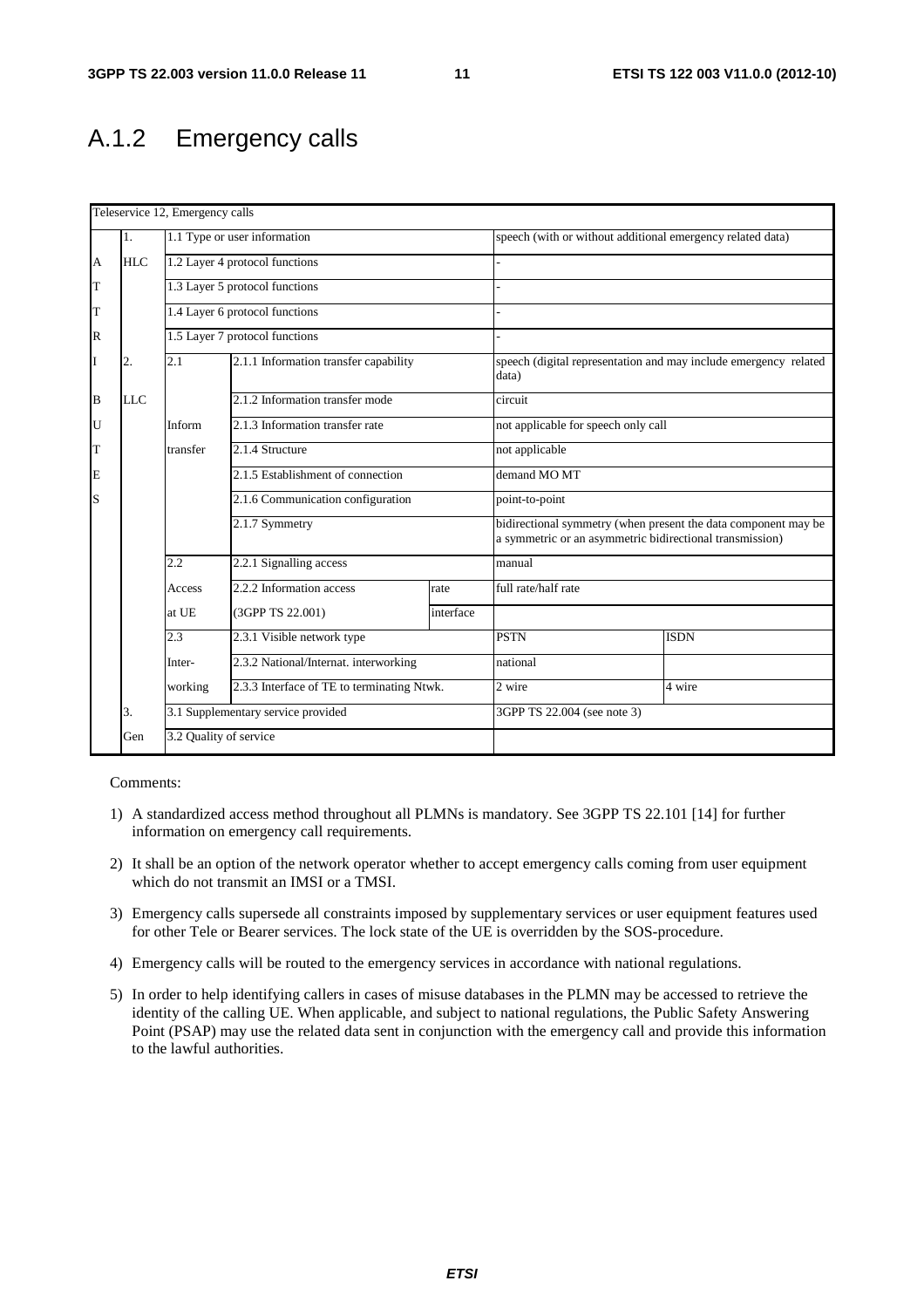## A.1.2 Emergency calls

| Teleservice 12, Emergency calls | | | | | | |
|---|---|---|---|---|---|---|
| | 1. | 1.1 Type or user information | | | speech (with or without additional emergency related data) | |
| A | HLC | 1.2 Layer 4 protocol functions | | | - | |
| T | | 1.3 Layer 5 protocol functions | | | - | |
| T | | 1.4 Layer 6 protocol functions | | | - | |
| R | | 1.5 Layer 7 protocol functions | | | - | |
| I | 2. | 2.1 | 2.1.1 Information transfer capability | | speech (digital representation and may include emergency related data) | |
| B | LLC | | 2.1.2 Information transfer mode | | circuit | |
| U | | Inform | 2.1.3 Information transfer rate | | not applicable for speech only call | |
| T | | transfer | 2.1.4 Structure | | not applicable | |
| E | | | 2.1.5 Establishment of connection | | demand MO MT | |
| S | | | 2.1.6 Communication configuration | | point-to-point | |
| | | | 2.1.7 Symmetry | | bidirectional symmetry (when present the data component may be a symmetric or an asymmetric bidirectional transmission) | |
| | | 2.2 | 2.2.1 Signalling access | | manual | |
| | | Access | 2.2.2 Information access | rate | full rate/half rate | |
| | | at UE | (3GPP TS 22.001) | interface | | |
| | | 2.3 | 2.3.1 Visible network type | | PSTN | ISDN |
| | | Inter- | 2.3.2 National/Internat. interworking | | national | |
| | | working | 2.3.3 Interface of TE to terminating Ntwk. | | 2 wire | 4 wire |
| | 3. | 3.1 Supplementary service provided | | | 3GPP TS 22.004 (see note 3) | |
| | Gen | 3.2 Quality of service | | | | |

Comments:

1) A standardized access method throughout all PLMNs is mandatory. See 3GPP TS 22.101 [14] for further information on emergency call requirements.

2) It shall be an option of the network operator whether to accept emergency calls coming from user equipment which do not transmit an IMSI or a TMSI.

3) Emergency calls supersede all constraints imposed by supplementary services or user equipment features used for other Tele or Bearer services. The lock state of the UE is overridden by the SOS-procedure.

4) Emergency calls will be routed to the emergency services in accordance with national regulations.

5) In order to help identifying callers in cases of misuse databases in the PLMN may be accessed to retrieve the identity of the calling UE. When applicable, and subject to national regulations, the Public Safety Answering Point (PSAP) may use the related data sent in conjunction with the emergency call and provide this information to the lawful authorities.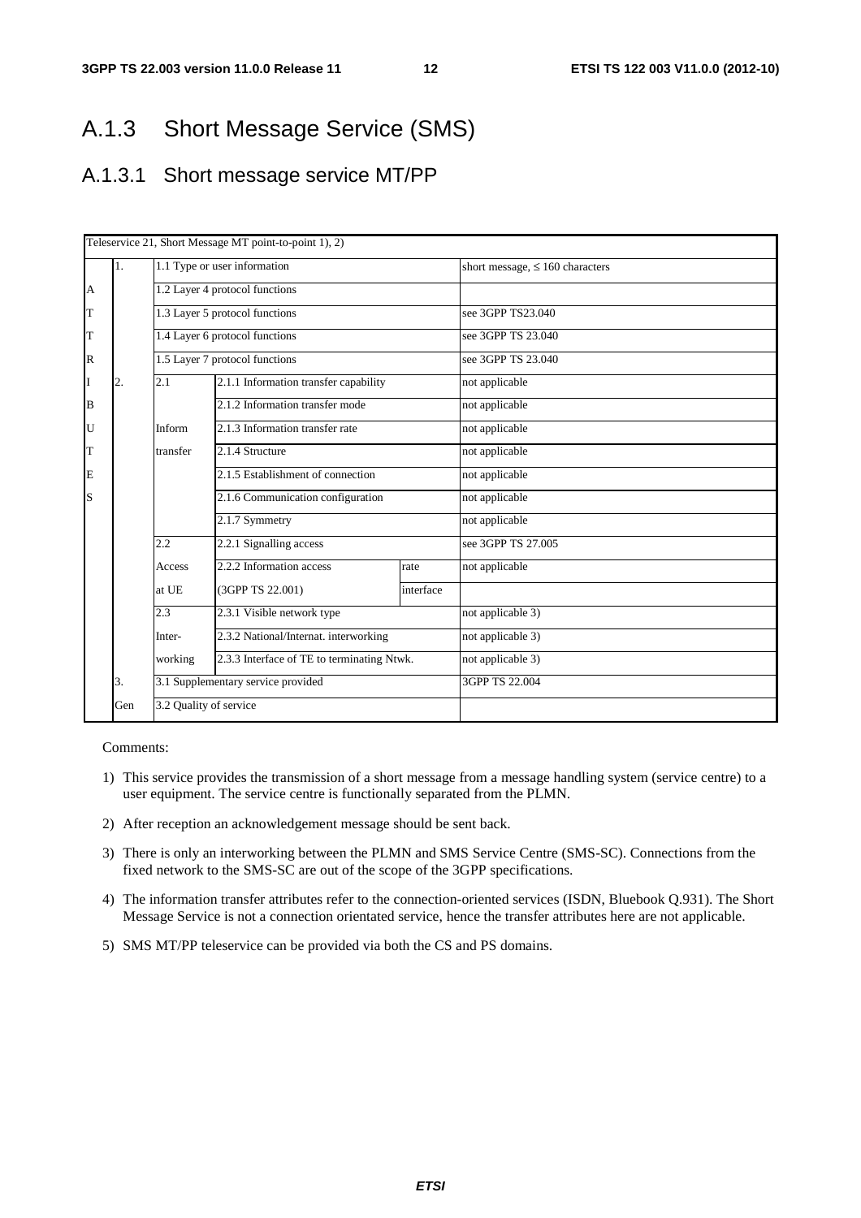## A.1.3 Short Message Service (SMS)

### A.1.3.1 Short message service MT/PP

| Teleservice 21, Short Message MT point-to-point 1), 2) | | | | | |
|---|---|---|---|---|---|
| | 1. | 1.1 Type or user information | | | short message, ≤ 160 characters |
| A | | 1.2 Layer 4 protocol functions | | | |
| T | | 1.3 Layer 5 protocol functions | | | see 3GPP TS23.040 |
| T | | 1.4 Layer 6 protocol functions | | | see 3GPP TS 23.040 |
| R | | 1.5 Layer 7 protocol functions | | | see 3GPP TS 23.040 |
| I | 2. | 2.1 | 2.1.1 Information transfer capability | | not applicable |
| B | | | 2.1.2 Information transfer mode | | not applicable |
| U | | Inform | 2.1.3 Information transfer rate | | not applicable |
| T | | transfer | 2.1.4 Structure | | not applicable |
| E | | | 2.1.5 Establishment of connection | | not applicable |
| S | | | 2.1.6 Communication configuration | | not applicable |
| | | | 2.1.7 Symmetry | | not applicable |
| | | 2.2 | 2.2.1 Signalling access | | see 3GPP TS 27.005 |
| | | Access | 2.2.2 Information access | rate | not applicable |
| | | at UE | (3GPP TS 22.001) | interface | |
| | | 2.3 | 2.3.1 Visible network type | | not applicable 3) |
| | | Inter- | 2.3.2 National/Internat. interworking | | not applicable 3) |
| | | working | 2.3.3 Interface of TE to terminating Ntwk. | | not applicable 3) |
| | 3. | 3.1 Supplementary service provided | | | 3GPP TS 22.004 |
| | Gen | 3.2 Quality of service | | | |

Comments:

1) This service provides the transmission of a short message from a message handling system (service centre) to a user equipment. The service centre is functionally separated from the PLMN.

2) After reception an acknowledgement message should be sent back.

3) There is only an interworking between the PLMN and SMS Service Centre (SMS-SC). Connections from the fixed network to the SMS-SC are out of the scope of the 3GPP specifications.

4) The information transfer attributes refer to the connection-oriented services (ISDN, Bluebook Q.931). The Short Message Service is not a connection orientated service, hence the transfer attributes here are not applicable.

5) SMS MT/PP teleservice can be provided via both the CS and PS domains.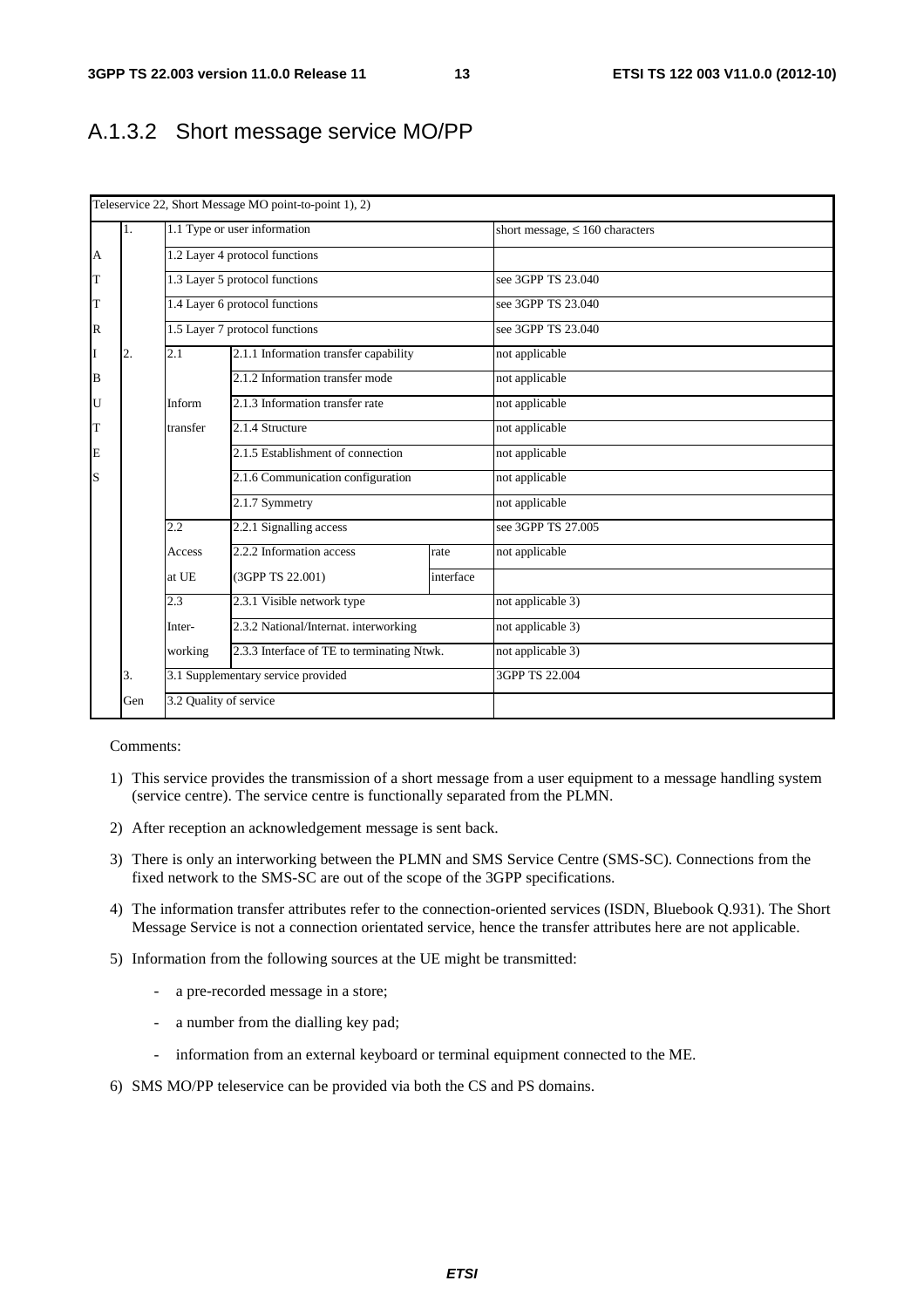## A.1.3.2 Short message service MO/PP

| Teleservice 22, Short Message MO point-to-point 1), 2) | | | | | |
|---|---|---|---|---|---|
| | 1. | 1.1 Type or user information | | | short message, ≤ 160 characters |
| A | | 1.2 Layer 4 protocol functions | | | |
| T | | 1.3 Layer 5 protocol functions | | | see 3GPP TS 23.040 |
| T | | 1.4 Layer 6 protocol functions | | | see 3GPP TS 23.040 |
| R | | 1.5 Layer 7 protocol functions | | | see 3GPP TS 23.040 |
| I | 2. | 2.1 | 2.1.1 Information transfer capability | | not applicable |
| B | | | 2.1.2 Information transfer mode | | not applicable |
| U | | Inform | 2.1.3 Information transfer rate | | not applicable |
| T | | transfer | 2.1.4 Structure | | not applicable |
| E | | | 2.1.5 Establishment of connection | | not applicable |
| S | | | 2.1.6 Communication configuration | | not applicable |
| | | | 2.1.7 Symmetry | | not applicable |
| | | 2.2 | 2.2.1 Signalling access | | see 3GPP TS 27.005 |
| | | Access | 2.2.2 Information access | rate | not applicable |
| | | at UE | (3GPP TS 22.001) | interface | |
| | | 2.3 | 2.3.1 Visible network type | | not applicable 3) |
| | | Inter- | 2.3.2 National/Internat. interworking | | not applicable 3) |
| | | working | 2.3.3 Interface of TE to terminating Ntwk. | | not applicable 3) |
| | 3. | 3.1 Supplementary service provided | | | 3GPP TS 22.004 |
| | Gen | 3.2 Quality of service | | | |

Comments:

1) This service provides the transmission of a short message from a user equipment to a message handling system (service centre). The service centre is functionally separated from the PLMN.

2) After reception an acknowledgement message is sent back.

3) There is only an interworking between the PLMN and SMS Service Centre (SMS-SC). Connections from the fixed network to the SMS-SC are out of the scope of the 3GPP specifications.

4) The information transfer attributes refer to the connection-oriented services (ISDN, Bluebook Q.931). The Short Message Service is not a connection orientated service, hence the transfer attributes here are not applicable.

5) Information from the following sources at the UE might be transmitted:

   - a pre-recorded message in a store;
   - a number from the dialling key pad;
   - information from an external keyboard or terminal equipment connected to the ME.

6) SMS MO/PP teleservice can be provided via both the CS and PS domains.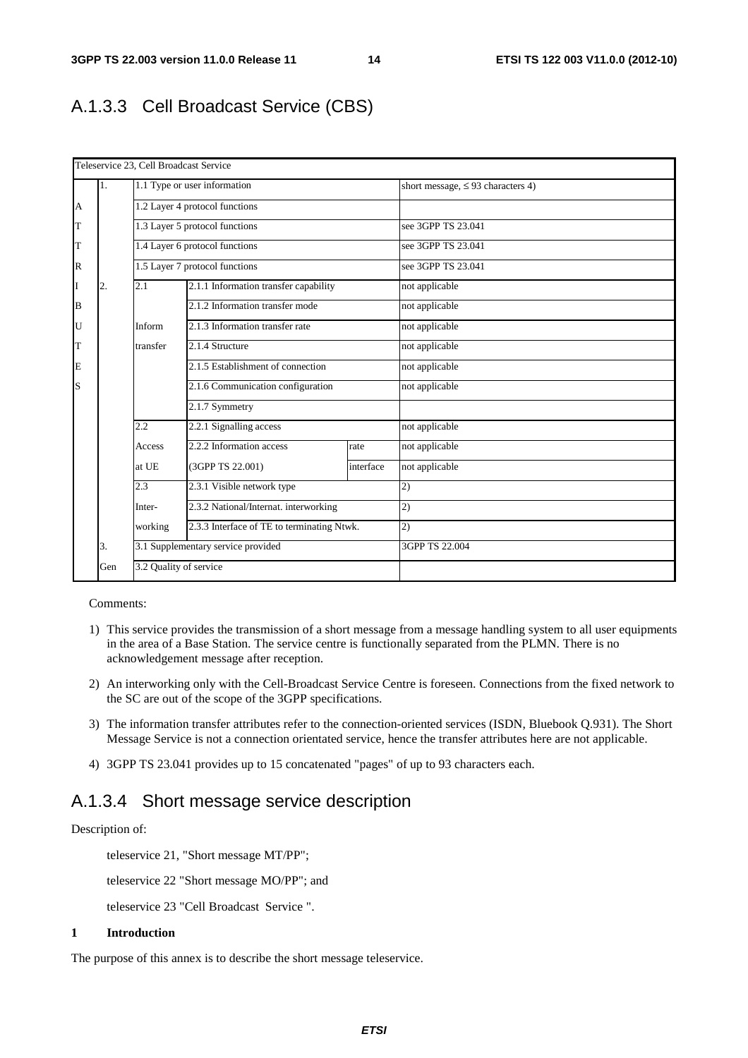## A.1.3.3 Cell Broadcast Service (CBS)

| Teleservice 23, Cell Broadcast Service | | | | | |
|---|---|---|---|---|---|
| | 1. | 1.1 Type or user information | | | short message, ≤ 93 characters 4) |
| A | | 1.2 Layer 4 protocol functions | | | |
| T | | 1.3 Layer 5 protocol functions | | | see 3GPP TS 23.041 |
| T | | 1.4 Layer 6 protocol functions | | | see 3GPP TS 23.041 |
| R | | 1.5 Layer 7 protocol functions | | | see 3GPP TS 23.041 |
| I | 2. | 2.1 | 2.1.1 Information transfer capability | | not applicable |
| B | | | 2.1.2 Information transfer mode | | not applicable |
| U | | Inform | 2.1.3 Information transfer rate | | not applicable |
| T | | transfer | 2.1.4 Structure | | not applicable |
| E | | | 2.1.5 Establishment of connection | | not applicable |
| S | | | 2.1.6 Communication configuration | | not applicable |
| | | | 2.1.7 Symmetry | | |
| | | 2.2 | 2.2.1 Signalling access | | not applicable |
| | | Access | 2.2.2 Information access | rate | not applicable |
| | | at UE | (3GPP TS 22.001) | interface | not applicable |
| | | 2.3 | 2.3.1 Visible network type | | 2) |
| | | Inter- | 2.3.2 National/Internat. interworking | | 2) |
| | | working | 2.3.3 Interface of TE to terminating Ntwk. | | 2) |
| | 3. | 3.1 Supplementary service provided | | | 3GPP TS 22.004 |
| | Gen | 3.2 Quality of service | | | |

Comments:

1) This service provides the transmission of a short message from a message handling system to all user equipments in the area of a Base Station. The service centre is functionally separated from the PLMN. There is no acknowledgement message after reception.

2) An interworking only with the Cell-Broadcast Service Centre is foreseen. Connections from the fixed network to the SC are out of the scope of the 3GPP specifications.

3) The information transfer attributes refer to the connection-oriented services (ISDN, Bluebook Q.931). The Short Message Service is not a connection orientated service, hence the transfer attributes here are not applicable.

4) 3GPP TS 23.041 provides up to 15 concatenated "pages" of up to 93 characters each.

## A.1.3.4 Short message service description

Description of:

teleservice 21, "Short message MT/PP";

teleservice 22 "Short message MO/PP"; and

teleservice 23 "Cell Broadcast Service ".

**1 Introduction**

The purpose of this annex is to describe the short message teleservice.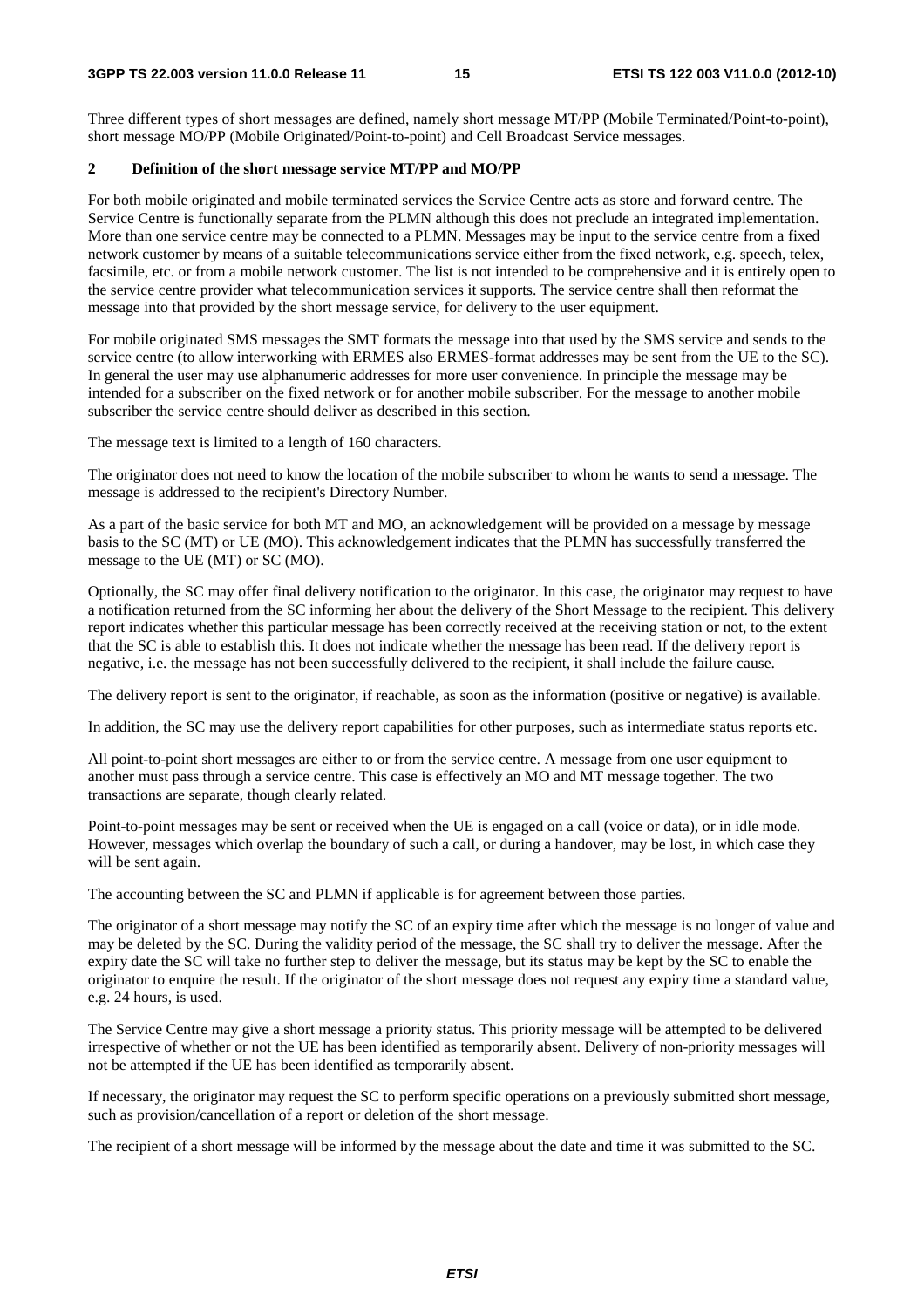Three different types of short messages are defined, namely short message MT/PP (Mobile Terminated/Point-to-point), short message MO/PP (Mobile Originated/Point-to-point) and Cell Broadcast Service messages.

## 2 Definition of the short message service MT/PP and MO/PP

For both mobile originated and mobile terminated services the Service Centre acts as store and forward centre. The Service Centre is functionally separate from the PLMN although this does not preclude an integrated implementation. More than one service centre may be connected to a PLMN. Messages may be input to the service centre from a fixed network customer by means of a suitable telecommunications service either from the fixed network, e.g. speech, telex, facsimile, etc. or from a mobile network customer. The list is not intended to be comprehensive and it is entirely open to the service centre provider what telecommunication services it supports. The service centre shall then reformat the message into that provided by the short message service, for delivery to the user equipment.

For mobile originated SMS messages the SMT formats the message into that used by the SMS service and sends to the service centre (to allow interworking with ERMES also ERMES-format addresses may be sent from the UE to the SC). In general the user may use alphanumeric addresses for more user convenience. In principle the message may be intended for a subscriber on the fixed network or for another mobile subscriber. For the message to another mobile subscriber the service centre should deliver as described in this section.

The message text is limited to a length of 160 characters.

The originator does not need to know the location of the mobile subscriber to whom he wants to send a message. The message is addressed to the recipient's Directory Number.

As a part of the basic service for both MT and MO, an acknowledgement will be provided on a message by message basis to the SC (MT) or UE (MO). This acknowledgement indicates that the PLMN has successfully transferred the message to the UE (MT) or SC (MO).

Optionally, the SC may offer final delivery notification to the originator. In this case, the originator may request to have a notification returned from the SC informing her about the delivery of the Short Message to the recipient. This delivery report indicates whether this particular message has been correctly received at the receiving station or not, to the extent that the SC is able to establish this. It does not indicate whether the message has been read. If the delivery report is negative, i.e. the message has not been successfully delivered to the recipient, it shall include the failure cause.

The delivery report is sent to the originator, if reachable, as soon as the information (positive or negative) is available.

In addition, the SC may use the delivery report capabilities for other purposes, such as intermediate status reports etc.

All point-to-point short messages are either to or from the service centre. A message from one user equipment to another must pass through a service centre. This case is effectively an MO and MT message together. The two transactions are separate, though clearly related.

Point-to-point messages may be sent or received when the UE is engaged on a call (voice or data), or in idle mode. However, messages which overlap the boundary of such a call, or during a handover, may be lost, in which case they will be sent again.

The accounting between the SC and PLMN if applicable is for agreement between those parties.

The originator of a short message may notify the SC of an expiry time after which the message is no longer of value and may be deleted by the SC. During the validity period of the message, the SC shall try to deliver the message. After the expiry date the SC will take no further step to deliver the message, but its status may be kept by the SC to enable the originator to enquire the result. If the originator of the short message does not request any expiry time a standard value, e.g. 24 hours, is used.

The Service Centre may give a short message a priority status. This priority message will be attempted to be delivered irrespective of whether or not the UE has been identified as temporarily absent. Delivery of non-priority messages will not be attempted if the UE has been identified as temporarily absent.

If necessary, the originator may request the SC to perform specific operations on a previously submitted short message, such as provision/cancellation of a report or deletion of the short message.

The recipient of a short message will be informed by the message about the date and time it was submitted to the SC.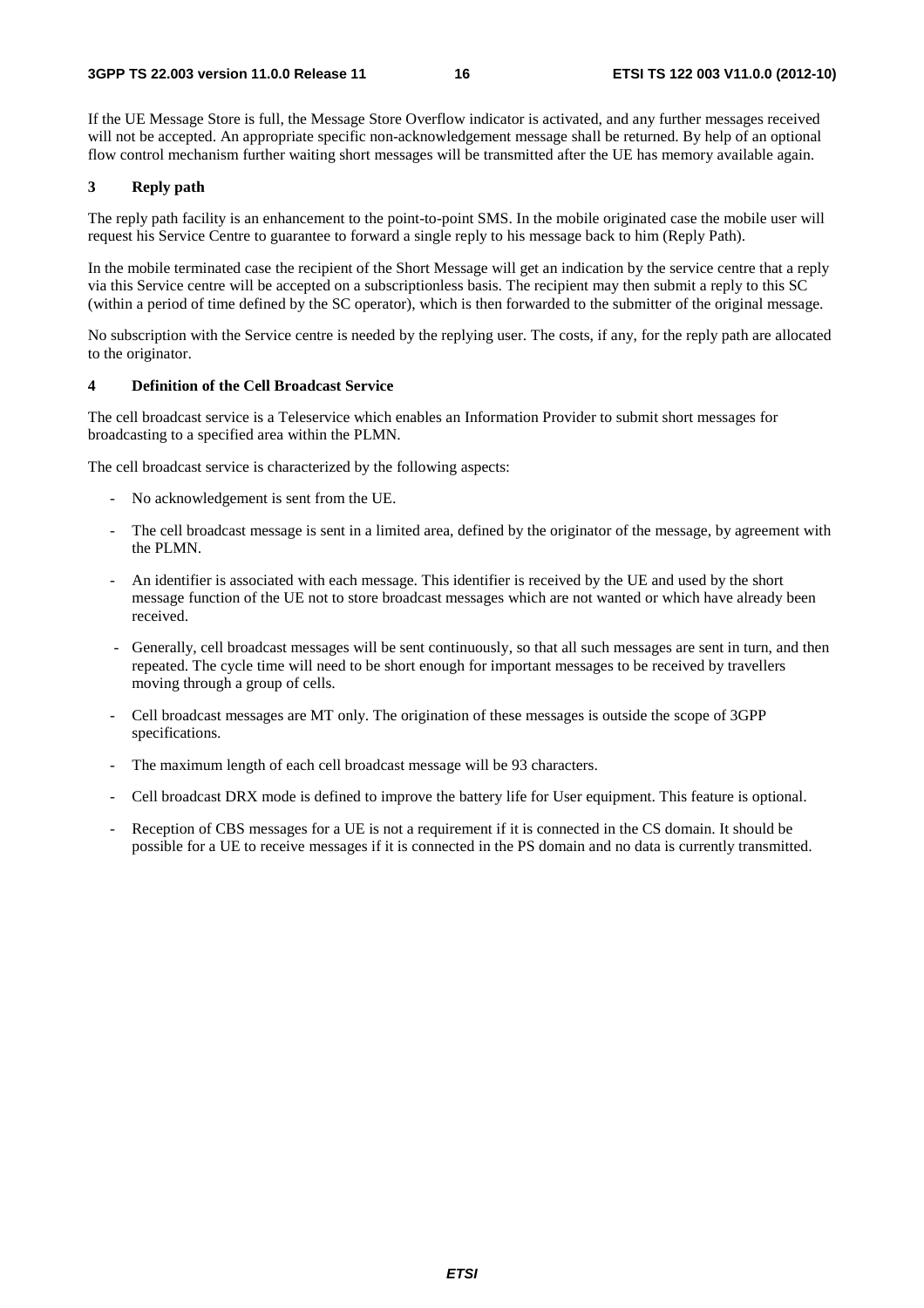If the UE Message Store is full, the Message Store Overflow indicator is activated, and any further messages received will not be accepted. An appropriate specific non-acknowledgement message shall be returned. By help of an optional flow control mechanism further waiting short messages will be transmitted after the UE has memory available again.

## 3 Reply path

The reply path facility is an enhancement to the point-to-point SMS. In the mobile originated case the mobile user will request his Service Centre to guarantee to forward a single reply to his message back to him (Reply Path).

In the mobile terminated case the recipient of the Short Message will get an indication by the service centre that a reply via this Service centre will be accepted on a subscriptionless basis. The recipient may then submit a reply to this SC (within a period of time defined by the SC operator), which is then forwarded to the submitter of the original message.

No subscription with the Service centre is needed by the replying user. The costs, if any, for the reply path are allocated to the originator.

## 4 Definition of the Cell Broadcast Service

The cell broadcast service is a Teleservice which enables an Information Provider to submit short messages for broadcasting to a specified area within the PLMN.

The cell broadcast service is characterized by the following aspects:

- No acknowledgement is sent from the UE.
- The cell broadcast message is sent in a limited area, defined by the originator of the message, by agreement with the PLMN.
- An identifier is associated with each message. This identifier is received by the UE and used by the short message function of the UE not to store broadcast messages which are not wanted or which have already been received.
- Generally, cell broadcast messages will be sent continuously, so that all such messages are sent in turn, and then repeated. The cycle time will need to be short enough for important messages to be received by travellers moving through a group of cells.
- Cell broadcast messages are MT only. The origination of these messages is outside the scope of 3GPP specifications.
- The maximum length of each cell broadcast message will be 93 characters.
- Cell broadcast DRX mode is defined to improve the battery life for User equipment. This feature is optional.
- Reception of CBS messages for a UE is not a requirement if it is connected in the CS domain. It should be possible for a UE to receive messages if it is connected in the PS domain and no data is currently transmitted.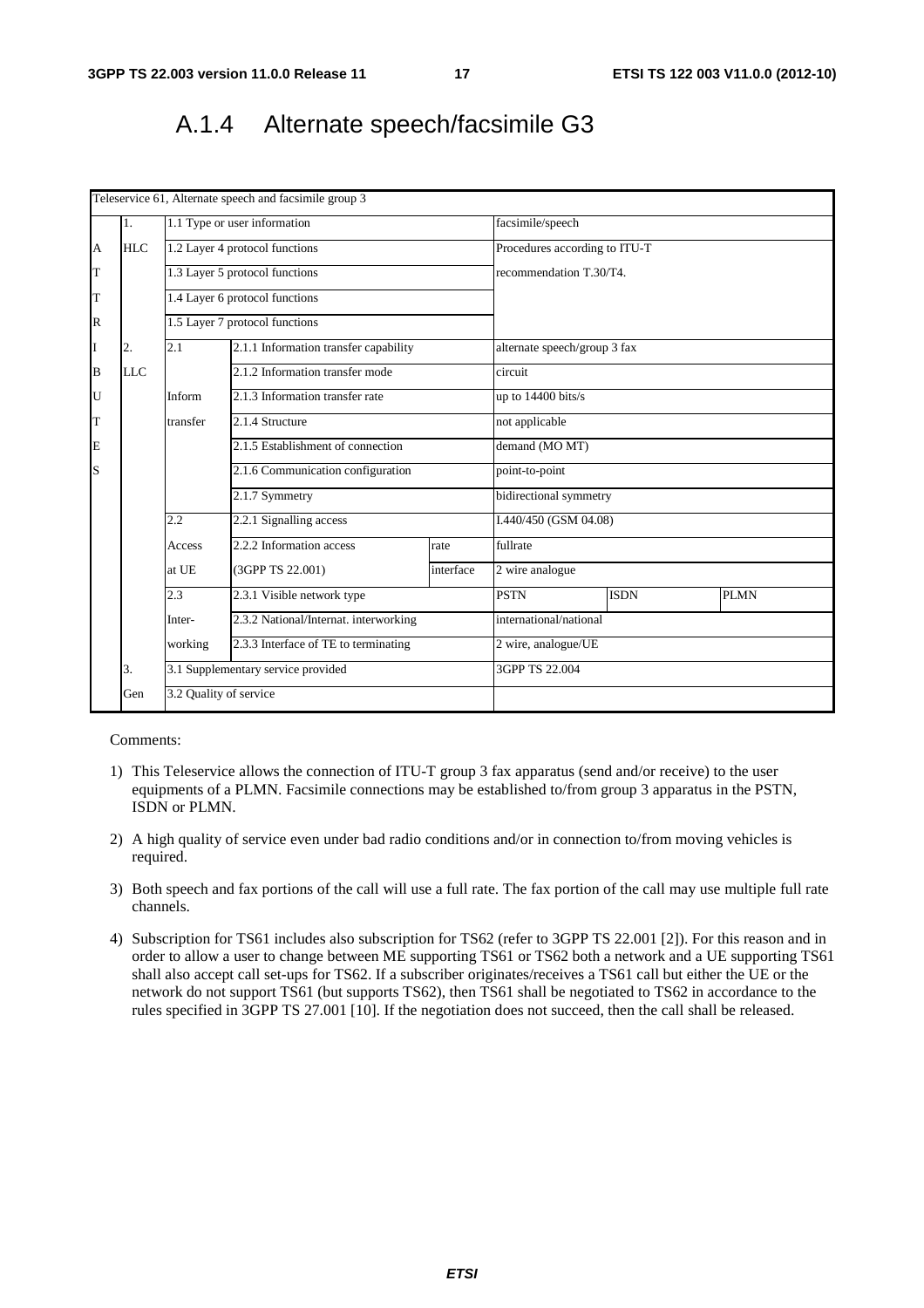## A.1.4 Alternate speech/facsimile G3

| Teleservice 61, Alternate speech and facsimile group 3 | | | | | | | |
|---|---|---|---|---|---|---|---|
| | 1. | 1.1 Type or user information | | | facsimile/speech | | |
| A | HLC | 1.2 Layer 4 protocol functions | | | Procedures according to ITU-T | | |
| T | | 1.3 Layer 5 protocol functions | | | recommendation T.30/T4. | | |
| T | | 1.4 Layer 6 protocol functions | | | | | |
| R | | 1.5 Layer 7 protocol functions | | | | | |
| I | 2. | 2.1 | 2.1.1 Information transfer capability | | alternate speech/group 3 fax | | |
| B | LLC | | 2.1.2 Information transfer mode | | circuit | | |
| U | | Inform | 2.1.3 Information transfer rate | | up to 14400 bits/s | | |
| T | | transfer | 2.1.4 Structure | | not applicable | | |
| E | | | 2.1.5 Establishment of connection | | demand (MO MT) | | |
| S | | | 2.1.6 Communication configuration | | point-to-point | | |
| | | | 2.1.7 Symmetry | | bidirectional symmetry | | |
| | | 2.2 | 2.2.1 Signalling access | | I.440/450 (GSM 04.08) | | |
| | | Access | 2.2.2 Information access | rate | fullrate | | |
| | | at UE | (3GPP TS 22.001) | interface | 2 wire analogue | | |
| | | 2.3 | 2.3.1 Visible network type | | PSTN | ISDN | PLMN |
| | | Inter- | 2.3.2 National/Internat. interworking | | international/national | | |
| | | working | 2.3.3 Interface of TE to terminating | | 2 wire, analogue/UE | | |
| | 3. | 3.1 Supplementary service provided | | | 3GPP TS 22.004 | | |
| | Gen | 3.2 Quality of service | | | | | |

Comments:

1) This Teleservice allows the connection of ITU-T group 3 fax apparatus (send and/or receive) to the user equipments of a PLMN. Facsimile connections may be established to/from group 3 apparatus in the PSTN, ISDN or PLMN.

2) A high quality of service even under bad radio conditions and/or in connection to/from moving vehicles is required.

3) Both speech and fax portions of the call will use a full rate. The fax portion of the call may use multiple full rate channels.

4) Subscription for TS61 includes also subscription for TS62 (refer to 3GPP TS 22.001 [2]). For this reason and in order to allow a user to change between ME supporting TS61 or TS62 both a network and a UE supporting TS61 shall also accept call set-ups for TS62. If a subscriber originates/receives a TS61 call but either the UE or the network do not support TS61 (but supports TS62), then TS61 shall be negotiated to TS62 in accordance to the rules specified in 3GPP TS 27.001 [10]. If the negotiation does not succeed, then the call shall be released.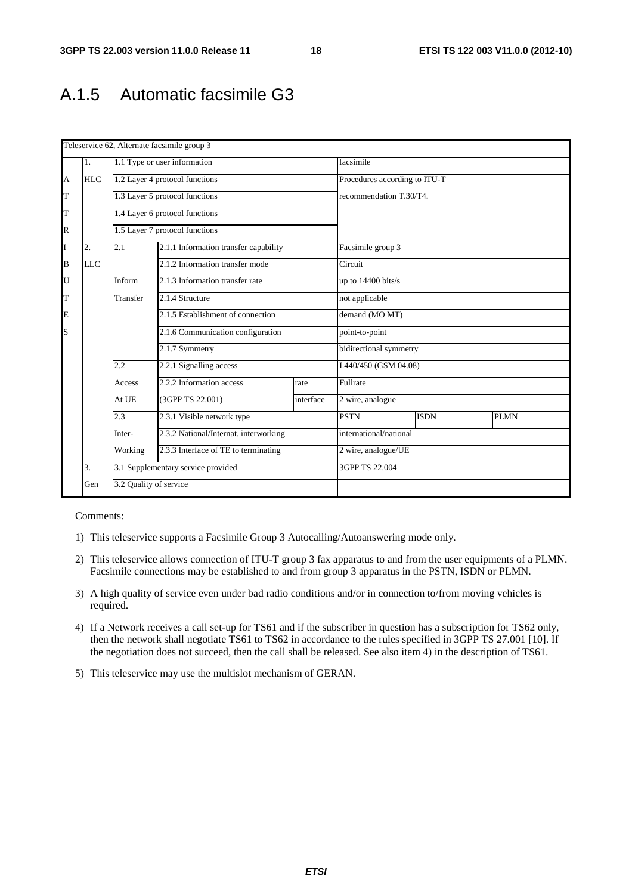# A.1.5 Automatic facsimile G3

| Teleservice 62, Alternate facsimile group 3 | | | | | | | |
|---|---|---|---|---|---|---|---|
| | 1. | 1.1 Type or user information | | | facsimile | | |
| A | HLC | 1.2 Layer 4 protocol functions | | | Procedures according to ITU-T | | |
| T | | 1.3 Layer 5 protocol functions | | | recommendation T.30/T4. | | |
| T | | 1.4 Layer 6 protocol functions | | | | | |
| R | | 1.5 Layer 7 protocol functions | | | | | |
| I | 2. | 2.1 | 2.1.1 Information transfer capability | | Facsimile group 3 | | |
| B | LLC | | 2.1.2 Information transfer mode | | Circuit | | |
| U | | Inform | 2.1.3 Information transfer rate | | up to 14400 bits/s | | |
| T | | Transfer | 2.1.4 Structure | | not applicable | | |
| E | | | 2.1.5 Establishment of connection | | demand (MO MT) | | |
| S | | | 2.1.6 Communication configuration | | point-to-point | | |
| | | | 2.1.7 Symmetry | | bidirectional symmetry | | |
| | | 2.2 | 2.2.1 Signalling access | | I.440/450 (GSM 04.08) | | |
| | | Access | 2.2.2 Information access | rate | Fullrate | | |
| | | At UE | (3GPP TS 22.001) | interface | 2 wire, analogue | | |
| | | 2.3 | 2.3.1 Visible network type | | PSTN | ISDN | PLMN |
| | | Inter- | 2.3.2 National/Internat. interworking | | international/national | | |
| | | Working | 2.3.3 Interface of TE to terminating | | 2 wire, analogue/UE | | |
| | 3. | 3.1 Supplementary service provided | | | 3GPP TS 22.004 | | |
| | Gen | 3.2 Quality of service | | | | | |

Comments:

1) This teleservice supports a Facsimile Group 3 Autocalling/Autoanswering mode only.

2) This teleservice allows connection of ITU-T group 3 fax apparatus to and from the user equipments of a PLMN. Facsimile connections may be established to and from group 3 apparatus in the PSTN, ISDN or PLMN.

3) A high quality of service even under bad radio conditions and/or in connection to/from moving vehicles is required.

4) If a Network receives a call set-up for TS61 and if the subscriber in question has a subscription for TS62 only, then the network shall negotiate TS61 to TS62 in accordance to the rules specified in 3GPP TS 27.001 [10]. If the negotiation does not succeed, then the call shall be released. See also item 4) in the description of TS61.

5) This teleservice may use the multislot mechanism of GERAN.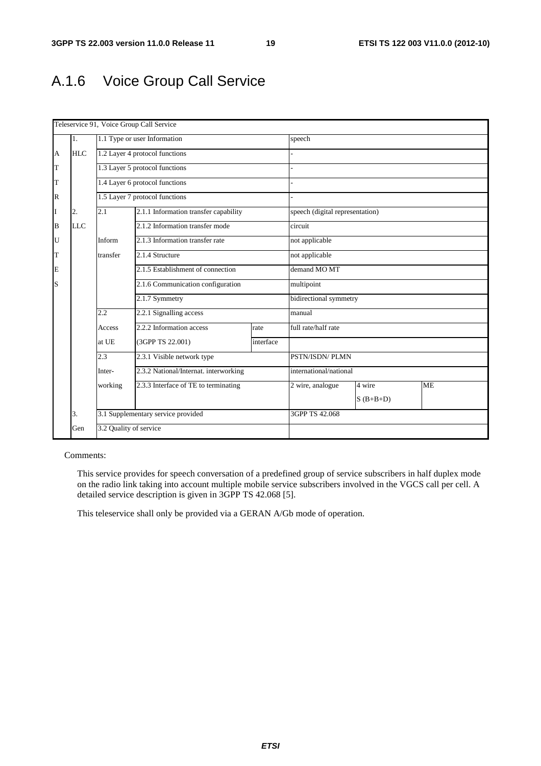## A.1.6 Voice Group Call Service

| Teleservice 91, Voice Group Call Service | | | | | | | |
|---|---|---|---|---|---|---|---|
| | 1. | 1.1 Type or user Information | | | speech | | |
| A | HLC | 1.2 Layer 4 protocol functions | | | - | | |
| T | | 1.3 Layer 5 protocol functions | | | - | | |
| T | | 1.4 Layer 6 protocol functions | | | - | | |
| R | | 1.5 Layer 7 protocol functions | | | - | | |
| I | 2. | 2.1 | 2.1.1 Information transfer capability | | speech (digital representation) | | |
| B | LLC | | 2.1.2 Information transfer mode | | circuit | | |
| U | | Inform | 2.1.3 Information transfer rate | | not applicable | | |
| T | | transfer | 2.1.4 Structure | | not applicable | | |
| E | | | 2.1.5 Establishment of connection | | demand MO MT | | |
| S | | | 2.1.6 Communication configuration | | multipoint | | |
| | | | 2.1.7 Symmetry | | bidirectional symmetry | | |
| | | 2.2 | 2.2.1 Signalling access | | manual | | |
| | | Access | 2.2.2 Information access | rate | full rate/half rate | | |
| | | at UE | (3GPP TS 22.001) | interface | | | |
| | | 2.3 | 2.3.1 Visible network type | | PSTN/ISDN/ PLMN | | |
| | | Inter- | 2.3.2 National/Internat. interworking | | international/national | | |
| | | working | 2.3.3 Interface of TE to terminating | | 2 wire, analogue | 4 wire S (B+B+D) | ME |
| | 3. | 3.1 Supplementary service provided | | | 3GPP TS 42.068 | | |
| | Gen | 3.2 Quality of service | | | | | |

Comments:

This service provides for speech conversation of a predefined group of service subscribers in half duplex mode on the radio link taking into account multiple mobile service subscribers involved in the VGCS call per cell. A detailed service description is given in 3GPP TS 42.068 [5].

This teleservice shall only be provided via a GERAN A/Gb mode of operation.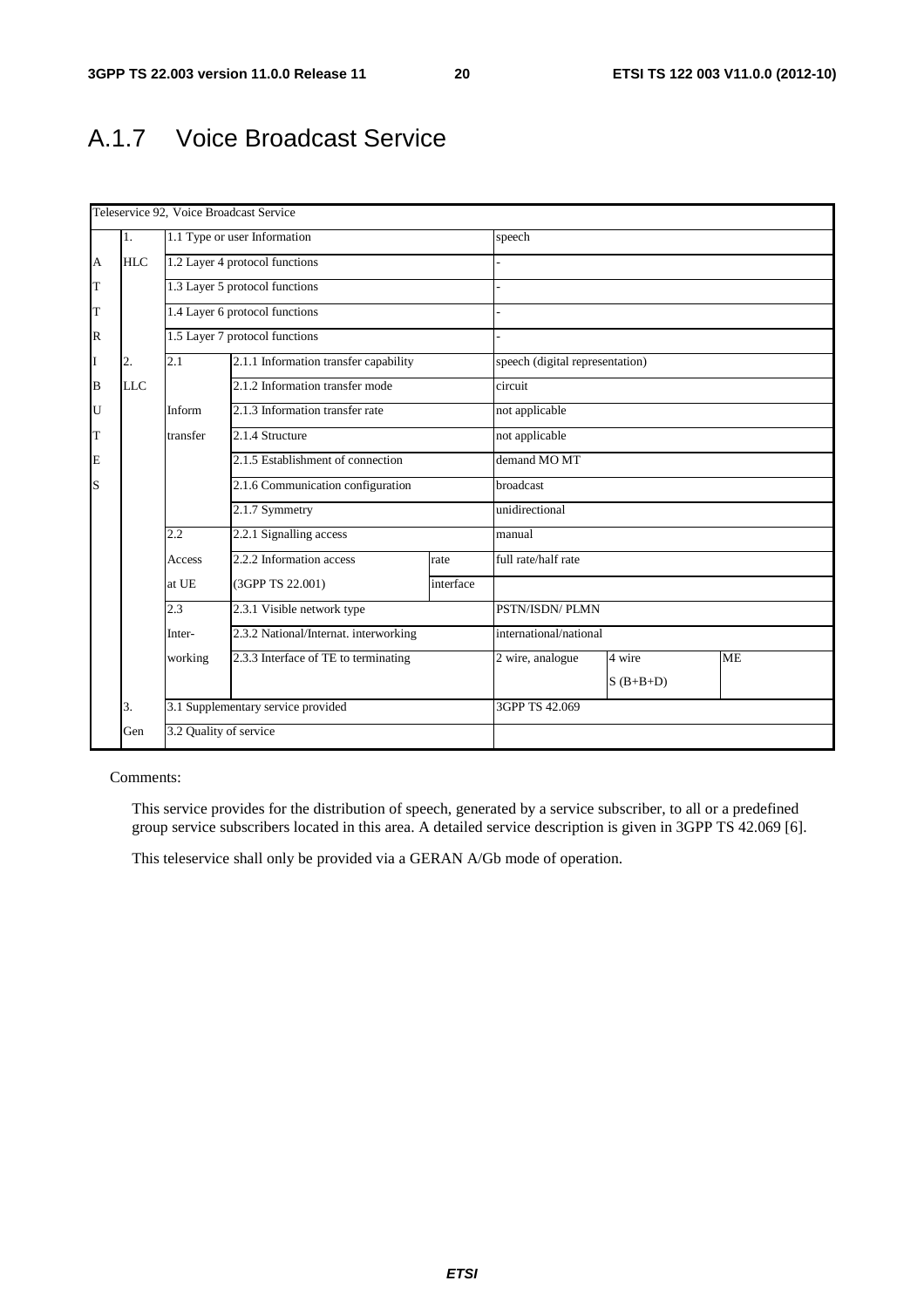## A.1.7 Voice Broadcast Service

| Teleservice 92, Voice Broadcast Service | | | | | | | |
|---|---|---|---|---|---|---|---|
| | 1. | 1.1 Type or user Information | | | speech | | |
| A | HLC | 1.2 Layer 4 protocol functions | | | - | | |
| T | | 1.3 Layer 5 protocol functions | | | - | | |
| T | | 1.4 Layer 6 protocol functions | | | - | | |
| R | | 1.5 Layer 7 protocol functions | | | - | | |
| I | 2. | 2.1 | 2.1.1 Information transfer capability | | speech (digital representation) | | |
| B | LLC | | 2.1.2 Information transfer mode | | circuit | | |
| U | | Inform | 2.1.3 Information transfer rate | | not applicable | | |
| T | | transfer | 2.1.4 Structure | | not applicable | | |
| E | | | 2.1.5 Establishment of connection | | demand MO MT | | |
| S | | | 2.1.6 Communication configuration | | broadcast | | |
| | | | 2.1.7 Symmetry | | unidirectional | | |
| | | 2.2 | 2.2.1 Signalling access | | manual | | |
| | | Access | 2.2.2 Information access | rate | full rate/half rate | | |
| | | at UE | (3GPP TS 22.001) | interface | | | |
| | | 2.3 | 2.3.1 Visible network type | | PSTN/ISDN/ PLMN | | |
| | | Inter- | 2.3.2 National/Internat. interworking | | international/national | | |
| | | working | 2.3.3 Interface of TE to terminating | | 2 wire, analogue | 4 wire S (B+B+D) | ME |
| | 3. | 3.1 Supplementary service provided | | | 3GPP TS 42.069 | | |
| | Gen | 3.2 Quality of service | | | | | |

Comments:

This service provides for the distribution of speech, generated by a service subscriber, to all or a predefined group service subscribers located in this area. A detailed service description is given in 3GPP TS 42.069 [6].

This teleservice shall only be provided via a GERAN A/Gb mode of operation.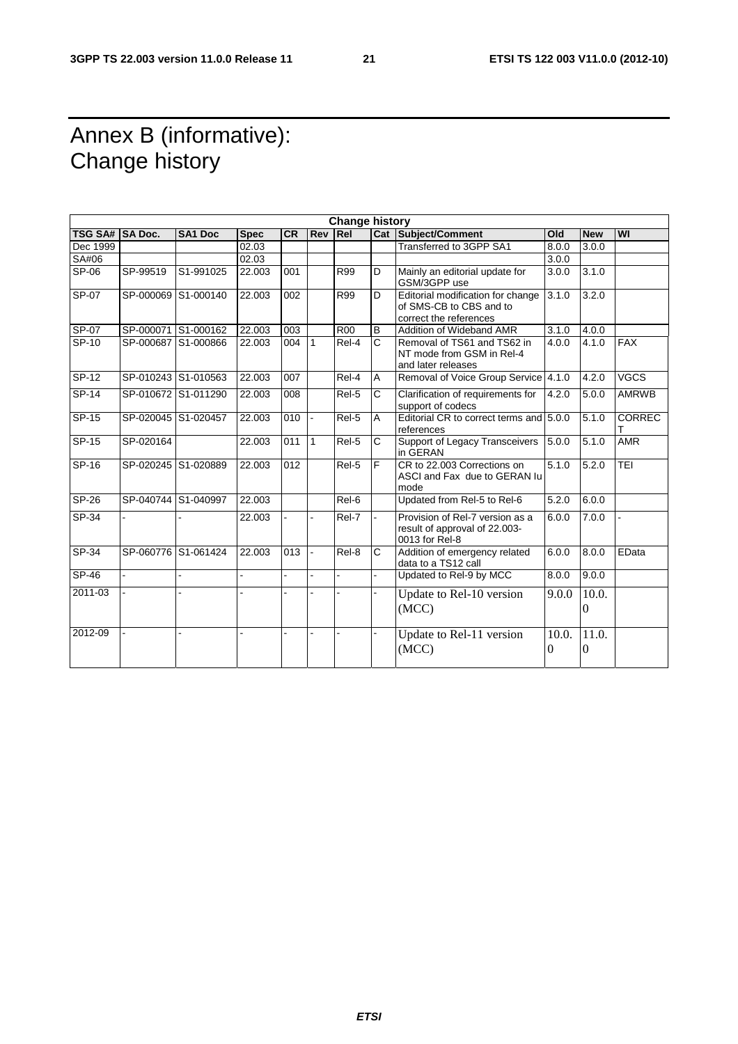# Annex B (informative): Change history

| Change history | | | | | | | | | | | |
|---|---|---|---|---|---|---|---|---|---|---|---|
| **TSG SA#** | **SA Doc.** | **SA1 Doc** | **Spec** | **CR** | **Rev** | **Rel** | **Cat** | **Subject/Comment** | **Old** | **New** | **WI** |
| Dec 1999 | | | 02.03 | | | | | Transferred to 3GPP SA1 | 8.0.0 | 3.0.0 | |
| SA#06 | | | 02.03 | | | | | | 3.0.0 | | |
| SP-06 | SP-99519 | S1-991025 | 22.003 | 001 | | R99 | D | Mainly an editorial update for GSM/3GPP use | 3.0.0 | 3.1.0 | |
| SP-07 | SP-000069 | S1-000140 | 22.003 | 002 | | R99 | D | Editorial modification for change of SMS-CB to CBS and to correct the references | 3.1.0 | 3.2.0 | |
| SP-07 | SP-000071 | S1-000162 | 22.003 | 003 | | R00 | B | Addition of Wideband AMR | 3.1.0 | 4.0.0 | |
| SP-10 | SP-000687 | S1-000866 | 22.003 | 004 | 1 | Rel-4 | C | Removal of TS61 and TS62 in NT mode from GSM in Rel-4 and later releases | 4.0.0 | 4.1.0 | FAX |
| SP-12 | SP-010243 | S1-010563 | 22.003 | 007 | | Rel-4 | A | Removal of Voice Group Service | 4.1.0 | 4.2.0 | VGCS |
| SP-14 | SP-010672 | S1-011290 | 22.003 | 008 | | Rel-5 | C | Clarification of requirements for support of codecs | 4.2.0 | 5.0.0 | AMRWB |
| SP-15 | SP-020045 | S1-020457 | 22.003 | 010 | - | Rel-5 | A | Editorial CR to correct terms and references | 5.0.0 | 5.1.0 | CORRECT |
| SP-15 | SP-020164 | | 22.003 | 011 | 1 | Rel-5 | C | Support of Legacy Transceivers in GERAN | 5.0.0 | 5.1.0 | AMR |
| SP-16 | SP-020245 | S1-020889 | 22.003 | 012 | | Rel-5 | F | CR to 22.003 Corrections on ASCI and Fax due to GERAN Iu mode | 5.1.0 | 5.2.0 | TEI |
| SP-26 | SP-040744 | S1-040997 | 22.003 | | | Rel-6 | | Updated from Rel-5 to Rel-6 | 5.2.0 | 6.0.0 | |
| SP-34 | - | - | 22.003 | - | - | Rel-7 | - | Provision of Rel-7 version as a result of approval of 22.003-0013 for Rel-8 | 6.0.0 | 7.0.0 | - |
| SP-34 | SP-060776 | S1-061424 | 22.003 | 013 | - | Rel-8 | C | Addition of emergency related data to a TS12 call | 6.0.0 | 8.0.0 | EData |
| SP-46 | - | - | - | - | - | - | - | Updated to Rel-9 by MCC | 8.0.0 | 9.0.0 | |
| 2011-03 | - | - | - | - | - | - | - | Update to Rel-10 version (MCC) | 9.0.0 | 10.0.0 | |
| 2012-09 | - | - | - | - | - | - | - | Update to Rel-11 version (MCC) | 10.0.0 | 11.0.0 | |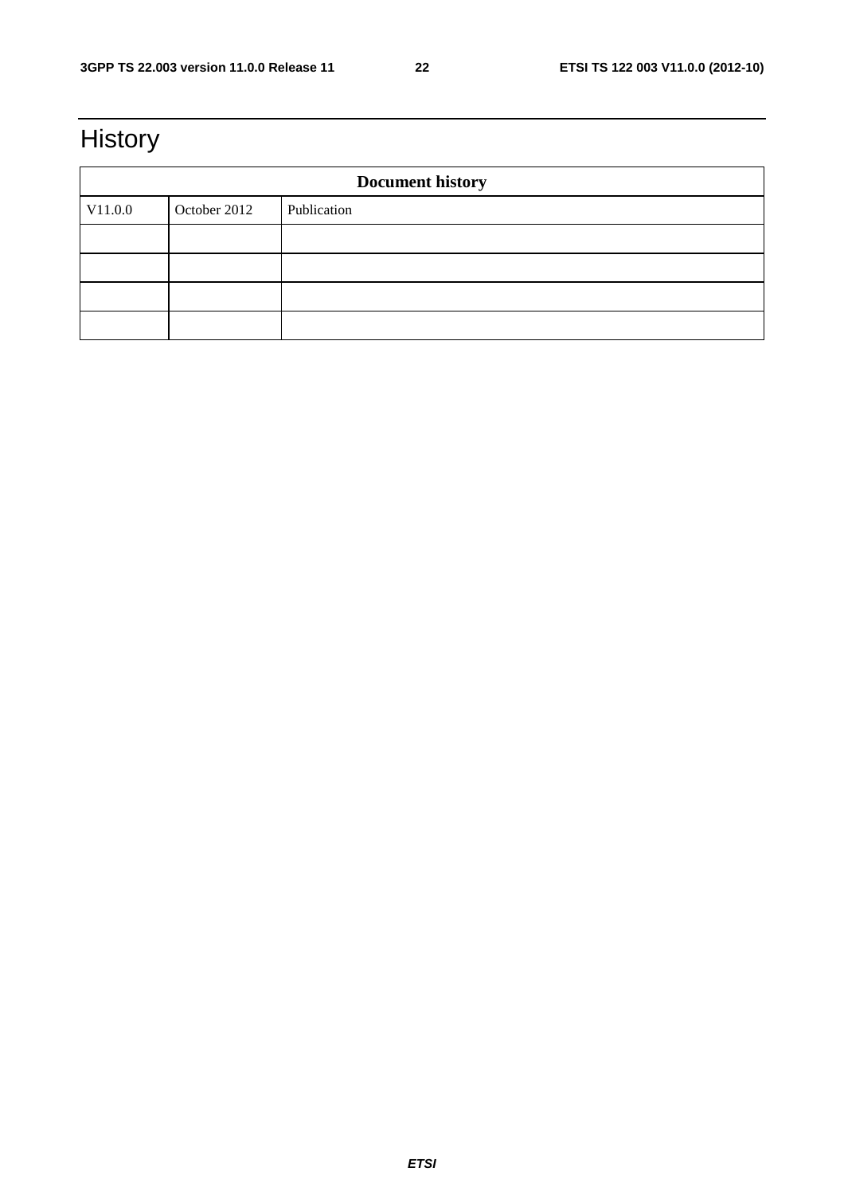# History

| Document history | | |
|---|---|---|
| V11.0.0 | October 2012 | Publication |
| | | |
| | | |
| | | |
| | | |